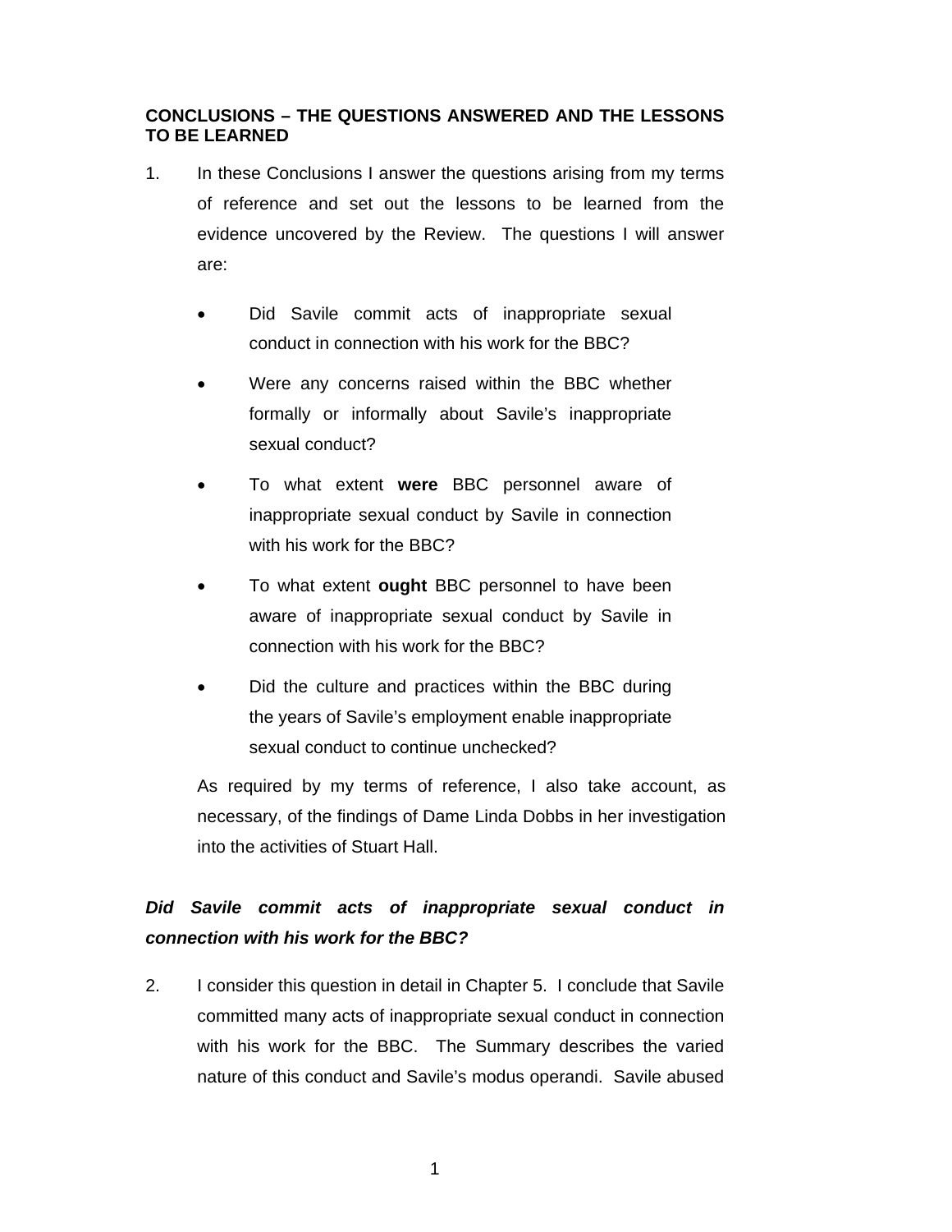## CONCLUSIONS – THE QUESTIONS ANSWERED AND THE LESSONS TO BE LEARNED

1. In these Conclusions I answer the questions arising from my terms of reference and set out the lessons to be learned from the evidence uncovered by the Review. The questions I will answer are:

   - Did Savile commit acts of inappropriate sexual conduct in connection with his work for the BBC?
   - Were any concerns raised within the BBC whether formally or informally about Savile's inappropriate sexual conduct?
   - To what extent **were** BBC personnel aware of inappropriate sexual conduct by Savile in connection with his work for the BBC?
   - To what extent **ought** BBC personnel to have been aware of inappropriate sexual conduct by Savile in connection with his work for the BBC?
   - Did the culture and practices within the BBC during the years of Savile's employment enable inappropriate sexual conduct to continue unchecked?

   As required by my terms of reference, I also take account, as necessary, of the findings of Dame Linda Dobbs in her investigation into the activities of Stuart Hall.

### *Did Savile commit acts of inappropriate sexual conduct in connection with his work for the BBC?*

2. I consider this question in detail in Chapter 5. I conclude that Savile committed many acts of inappropriate sexual conduct in connection with his work for the BBC. The Summary describes the varied nature of this conduct and Savile's modus operandi. Savile abused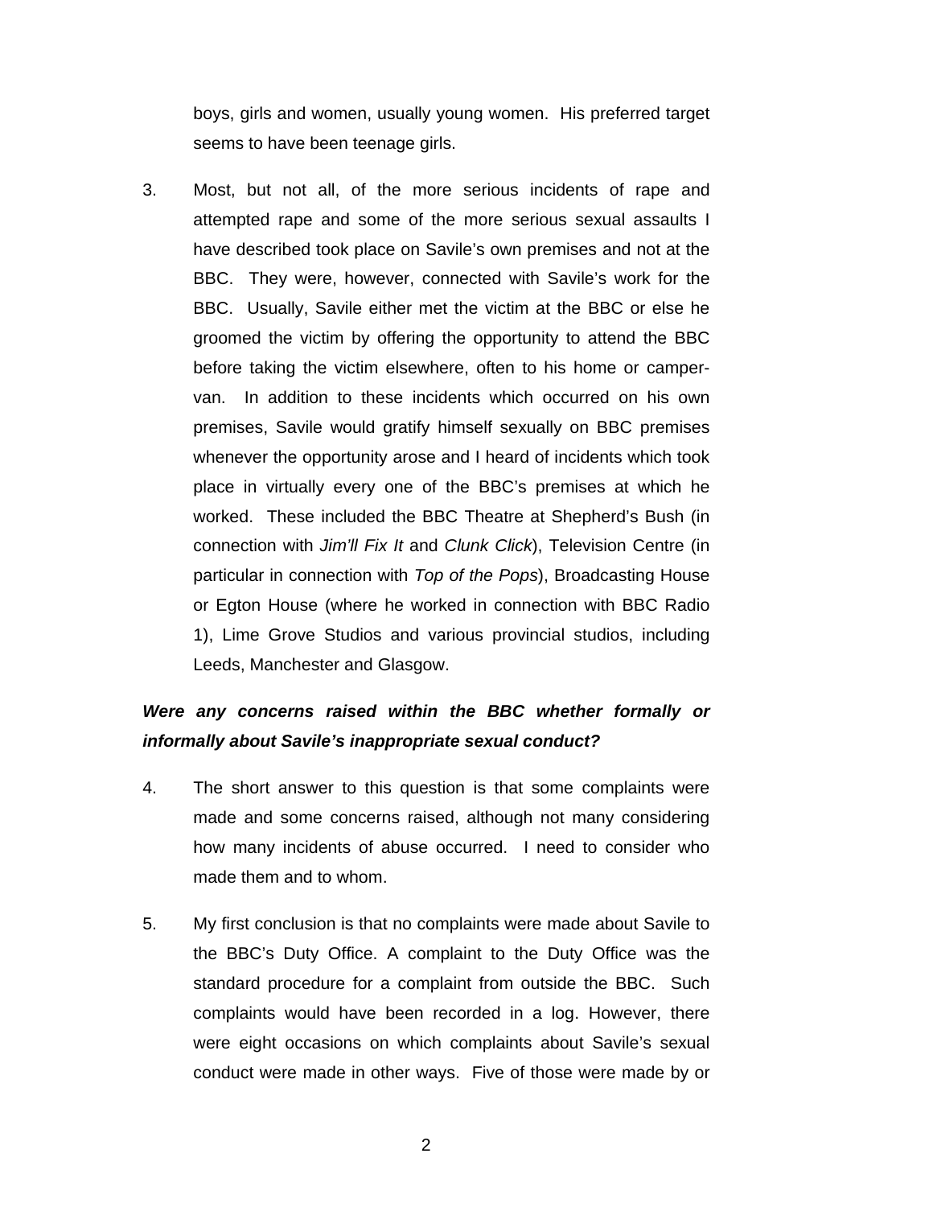boys, girls and women, usually young women. His preferred target seems to have been teenage girls.

3. Most, but not all, of the more serious incidents of rape and attempted rape and some of the more serious sexual assaults I have described took place on Savile's own premises and not at the BBC. They were, however, connected with Savile's work for the BBC. Usually, Savile either met the victim at the BBC or else he groomed the victim by offering the opportunity to attend the BBC before taking the victim elsewhere, often to his home or camper-van. In addition to these incidents which occurred on his own premises, Savile would gratify himself sexually on BBC premises whenever the opportunity arose and I heard of incidents which took place in virtually every one of the BBC's premises at which he worked. These included the BBC Theatre at Shepherd's Bush (in connection with *Jim'll Fix It* and *Clunk Click*), Television Centre (in particular in connection with *Top of the Pops*), Broadcasting House or Egton House (where he worked in connection with BBC Radio 1), Lime Grove Studios and various provincial studios, including Leeds, Manchester and Glasgow.

***Were any concerns raised within the BBC whether formally or informally about Savile's inappropriate sexual conduct?***

4. The short answer to this question is that some complaints were made and some concerns raised, although not many considering how many incidents of abuse occurred. I need to consider who made them and to whom.

5. My first conclusion is that no complaints were made about Savile to the BBC's Duty Office. A complaint to the Duty Office was the standard procedure for a complaint from outside the BBC. Such complaints would have been recorded in a log. However, there were eight occasions on which complaints about Savile's sexual conduct were made in other ways. Five of those were made by or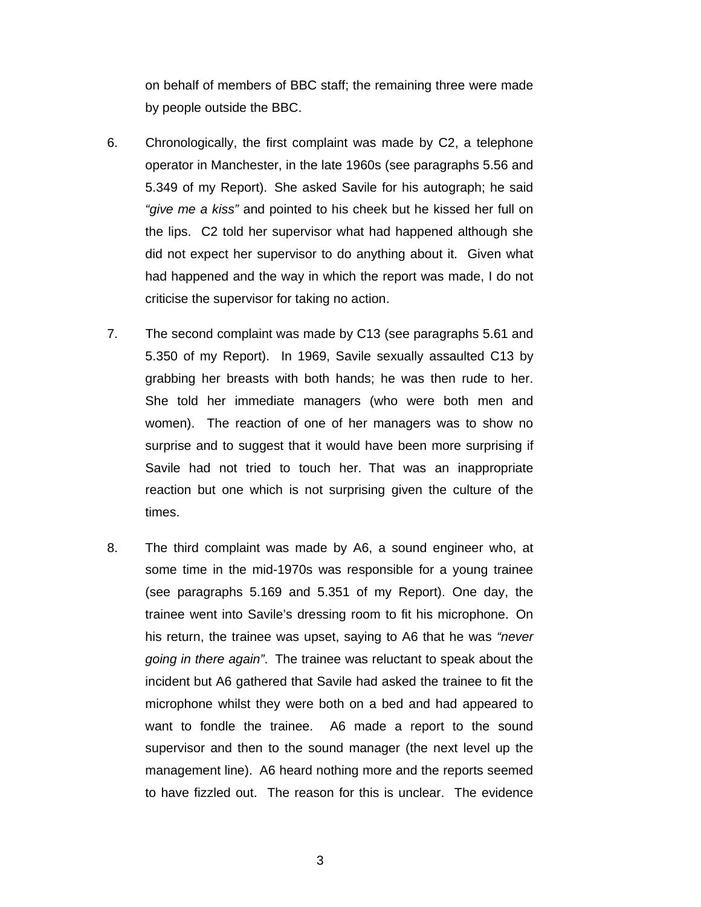on behalf of members of BBC staff; the remaining three were made by people outside the BBC.

6. Chronologically, the first complaint was made by C2, a telephone operator in Manchester, in the late 1960s (see paragraphs 5.56 and 5.349 of my Report). She asked Savile for his autograph; he said *"give me a kiss"* and pointed to his cheek but he kissed her full on the lips. C2 told her supervisor what had happened although she did not expect her supervisor to do anything about it. Given what had happened and the way in which the report was made, I do not criticise the supervisor for taking no action.

7. The second complaint was made by C13 (see paragraphs 5.61 and 5.350 of my Report). In 1969, Savile sexually assaulted C13 by grabbing her breasts with both hands; he was then rude to her. She told her immediate managers (who were both men and women). The reaction of one of her managers was to show no surprise and to suggest that it would have been more surprising if Savile had not tried to touch her. That was an inappropriate reaction but one which is not surprising given the culture of the times.

8. The third complaint was made by A6, a sound engineer who, at some time in the mid-1970s was responsible for a young trainee (see paragraphs 5.169 and 5.351 of my Report). One day, the trainee went into Savile's dressing room to fit his microphone. On his return, the trainee was upset, saying to A6 that he was *"never going in there again"*. The trainee was reluctant to speak about the incident but A6 gathered that Savile had asked the trainee to fit the microphone whilst they were both on a bed and had appeared to want to fondle the trainee. A6 made a report to the sound supervisor and then to the sound manager (the next level up the management line). A6 heard nothing more and the reports seemed to have fizzled out. The reason for this is unclear. The evidence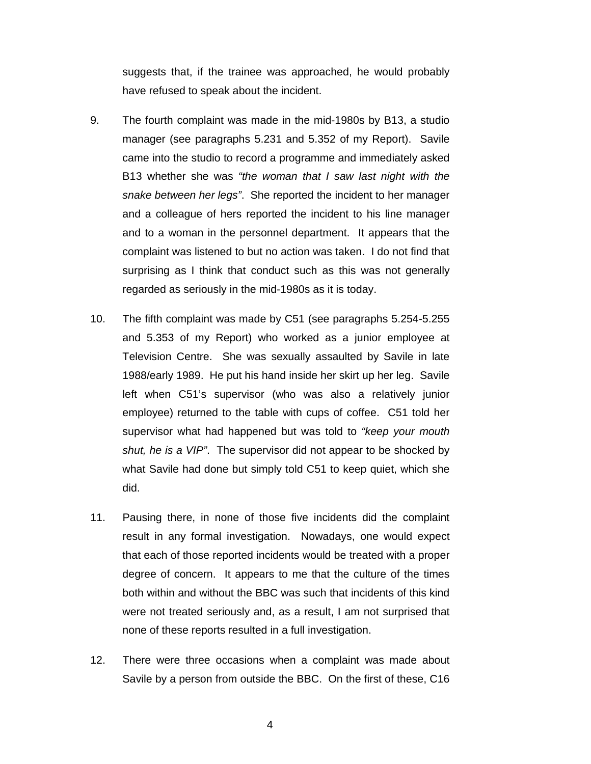suggests that, if the trainee was approached, he would probably have refused to speak about the incident.

9. The fourth complaint was made in the mid-1980s by B13, a studio manager (see paragraphs 5.231 and 5.352 of my Report). Savile came into the studio to record a programme and immediately asked B13 whether she was *"the woman that I saw last night with the snake between her legs"*. She reported the incident to her manager and a colleague of hers reported the incident to his line manager and to a woman in the personnel department. It appears that the complaint was listened to but no action was taken. I do not find that surprising as I think that conduct such as this was not generally regarded as seriously in the mid-1980s as it is today.

10. The fifth complaint was made by C51 (see paragraphs 5.254-5.255 and 5.353 of my Report) who worked as a junior employee at Television Centre. She was sexually assaulted by Savile in late 1988/early 1989. He put his hand inside her skirt up her leg. Savile left when C51's supervisor (who was also a relatively junior employee) returned to the table with cups of coffee. C51 told her supervisor what had happened but was told to *"keep your mouth shut, he is a VIP"*. The supervisor did not appear to be shocked by what Savile had done but simply told C51 to keep quiet, which she did.

11. Pausing there, in none of those five incidents did the complaint result in any formal investigation. Nowadays, one would expect that each of those reported incidents would be treated with a proper degree of concern. It appears to me that the culture of the times both within and without the BBC was such that incidents of this kind were not treated seriously and, as a result, I am not surprised that none of these reports resulted in a full investigation.

12. There were three occasions when a complaint was made about Savile by a person from outside the BBC. On the first of these, C16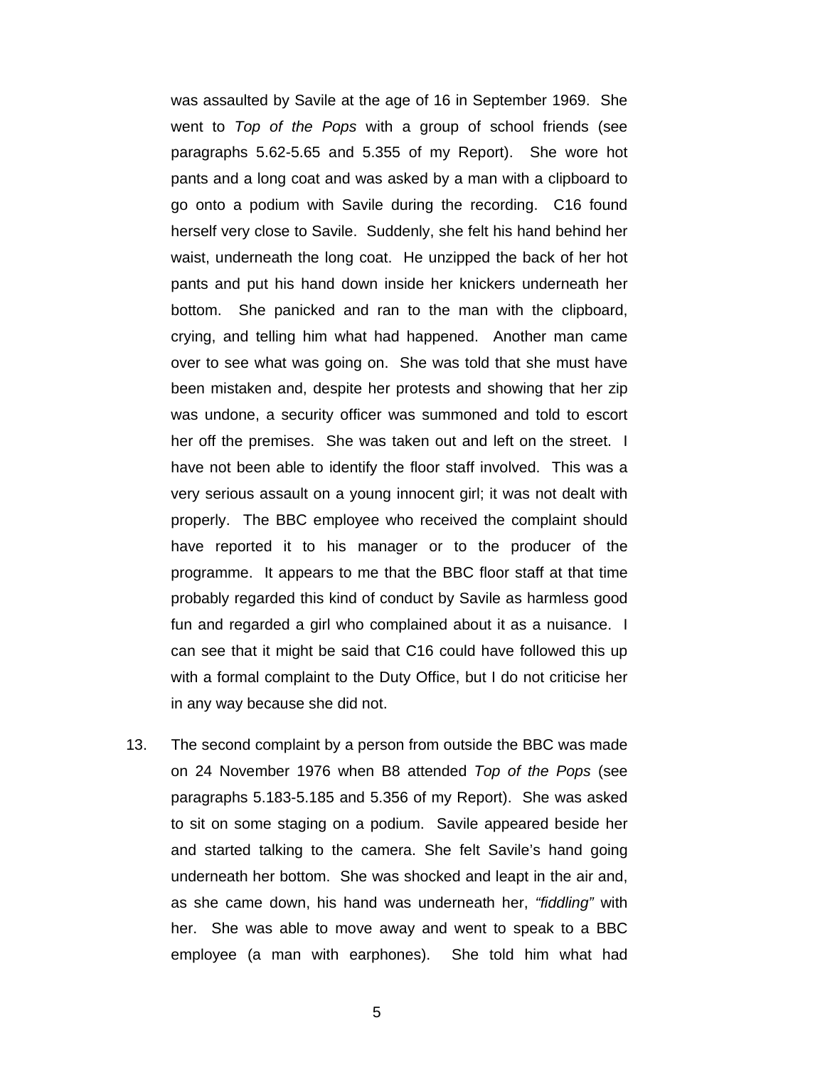was assaulted by Savile at the age of 16 in September 1969. She went to *Top of the Pops* with a group of school friends (see paragraphs 5.62-5.65 and 5.355 of my Report). She wore hot pants and a long coat and was asked by a man with a clipboard to go onto a podium with Savile during the recording. C16 found herself very close to Savile. Suddenly, she felt his hand behind her waist, underneath the long coat. He unzipped the back of her hot pants and put his hand down inside her knickers underneath her bottom. She panicked and ran to the man with the clipboard, crying, and telling him what had happened. Another man came over to see what was going on. She was told that she must have been mistaken and, despite her protests and showing that her zip was undone, a security officer was summoned and told to escort her off the premises. She was taken out and left on the street. I have not been able to identify the floor staff involved. This was a very serious assault on a young innocent girl; it was not dealt with properly. The BBC employee who received the complaint should have reported it to his manager or to the producer of the programme. It appears to me that the BBC floor staff at that time probably regarded this kind of conduct by Savile as harmless good fun and regarded a girl who complained about it as a nuisance. I can see that it might be said that C16 could have followed this up with a formal complaint to the Duty Office, but I do not criticise her in any way because she did not.

13. The second complaint by a person from outside the BBC was made on 24 November 1976 when B8 attended *Top of the Pops* (see paragraphs 5.183-5.185 and 5.356 of my Report). She was asked to sit on some staging on a podium. Savile appeared beside her and started talking to the camera. She felt Savile's hand going underneath her bottom. She was shocked and leapt in the air and, as she came down, his hand was underneath her, *"fiddling"* with her. She was able to move away and went to speak to a BBC employee (a man with earphones). She told him what had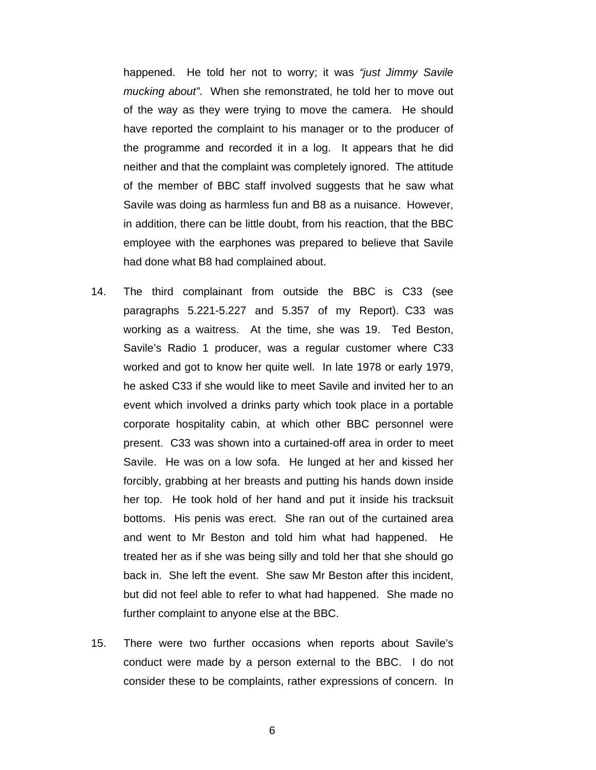happened. He told her not to worry; it was *"just Jimmy Savile mucking about"*. When she remonstrated, he told her to move out of the way as they were trying to move the camera. He should have reported the complaint to his manager or to the producer of the programme and recorded it in a log. It appears that he did neither and that the complaint was completely ignored. The attitude of the member of BBC staff involved suggests that he saw what Savile was doing as harmless fun and B8 as a nuisance. However, in addition, there can be little doubt, from his reaction, that the BBC employee with the earphones was prepared to believe that Savile had done what B8 had complained about.

14. The third complainant from outside the BBC is C33 (see paragraphs 5.221-5.227 and 5.357 of my Report). C33 was working as a waitress. At the time, she was 19. Ted Beston, Savile's Radio 1 producer, was a regular customer where C33 worked and got to know her quite well. In late 1978 or early 1979, he asked C33 if she would like to meet Savile and invited her to an event which involved a drinks party which took place in a portable corporate hospitality cabin, at which other BBC personnel were present. C33 was shown into a curtained-off area in order to meet Savile. He was on a low sofa. He lunged at her and kissed her forcibly, grabbing at her breasts and putting his hands down inside her top. He took hold of her hand and put it inside his tracksuit bottoms. His penis was erect. She ran out of the curtained area and went to Mr Beston and told him what had happened. He treated her as if she was being silly and told her that she should go back in. She left the event. She saw Mr Beston after this incident, but did not feel able to refer to what had happened. She made no further complaint to anyone else at the BBC.

15. There were two further occasions when reports about Savile's conduct were made by a person external to the BBC. I do not consider these to be complaints, rather expressions of concern. In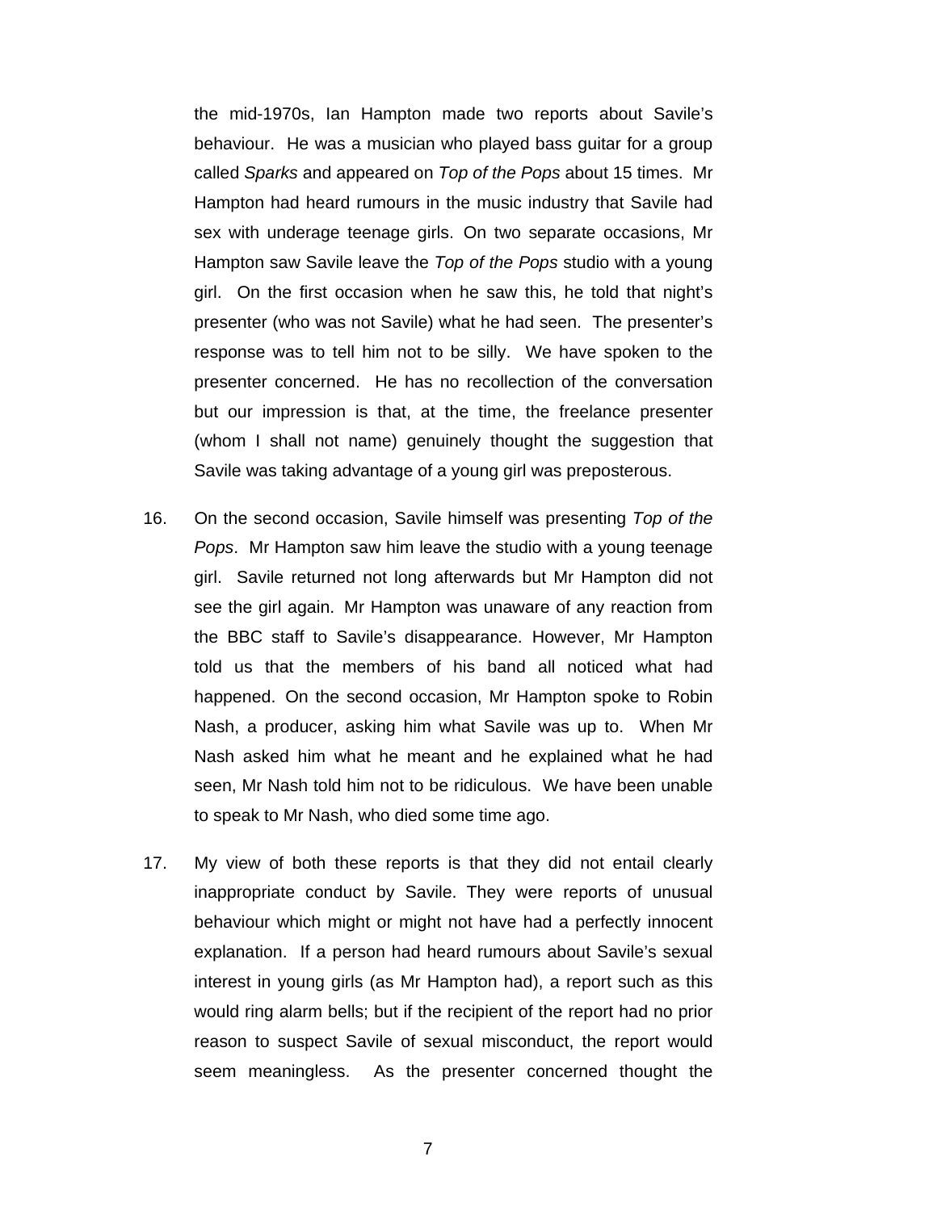the mid-1970s, Ian Hampton made two reports about Savile's behaviour. He was a musician who played bass guitar for a group called *Sparks* and appeared on *Top of the Pops* about 15 times. Mr Hampton had heard rumours in the music industry that Savile had sex with underage teenage girls. On two separate occasions, Mr Hampton saw Savile leave the *Top of the Pops* studio with a young girl. On the first occasion when he saw this, he told that night's presenter (who was not Savile) what he had seen. The presenter's response was to tell him not to be silly. We have spoken to the presenter concerned. He has no recollection of the conversation but our impression is that, at the time, the freelance presenter (whom I shall not name) genuinely thought the suggestion that Savile was taking advantage of a young girl was preposterous.

16. On the second occasion, Savile himself was presenting *Top of the Pops*. Mr Hampton saw him leave the studio with a young teenage girl. Savile returned not long afterwards but Mr Hampton did not see the girl again. Mr Hampton was unaware of any reaction from the BBC staff to Savile's disappearance. However, Mr Hampton told us that the members of his band all noticed what had happened. On the second occasion, Mr Hampton spoke to Robin Nash, a producer, asking him what Savile was up to. When Mr Nash asked him what he meant and he explained what he had seen, Mr Nash told him not to be ridiculous. We have been unable to speak to Mr Nash, who died some time ago.

17. My view of both these reports is that they did not entail clearly inappropriate conduct by Savile. They were reports of unusual behaviour which might or might not have had a perfectly innocent explanation. If a person had heard rumours about Savile's sexual interest in young girls (as Mr Hampton had), a report such as this would ring alarm bells; but if the recipient of the report had no prior reason to suspect Savile of sexual misconduct, the report would seem meaningless. As the presenter concerned thought the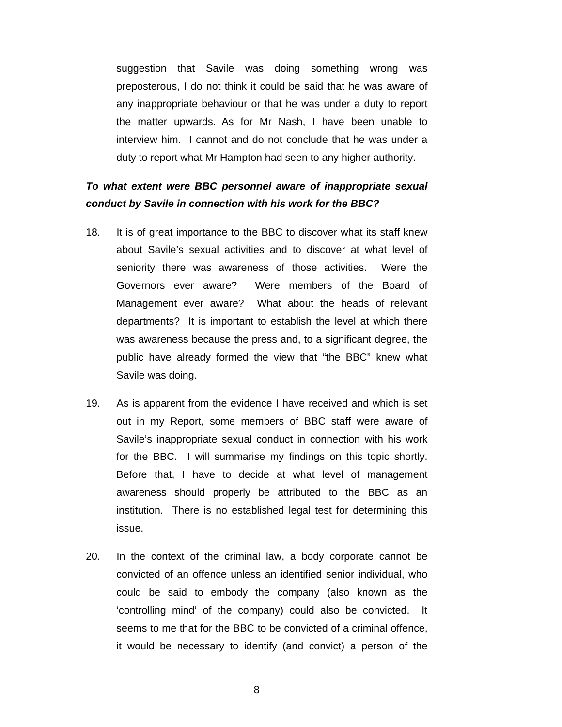suggestion that Savile was doing something wrong was preposterous, I do not think it could be said that he was aware of any inappropriate behaviour or that he was under a duty to report the matter upwards. As for Mr Nash, I have been unable to interview him. I cannot and do not conclude that he was under a duty to report what Mr Hampton had seen to any higher authority.

***To what extent were BBC personnel aware of inappropriate sexual conduct by Savile in connection with his work for the BBC?***

18. It is of great importance to the BBC to discover what its staff knew about Savile's sexual activities and to discover at what level of seniority there was awareness of those activities. Were the Governors ever aware? Were members of the Board of Management ever aware? What about the heads of relevant departments? It is important to establish the level at which there was awareness because the press and, to a significant degree, the public have already formed the view that "the BBC" knew what Savile was doing.

19. As is apparent from the evidence I have received and which is set out in my Report, some members of BBC staff were aware of Savile's inappropriate sexual conduct in connection with his work for the BBC. I will summarise my findings on this topic shortly. Before that, I have to decide at what level of management awareness should properly be attributed to the BBC as an institution. There is no established legal test for determining this issue.

20. In the context of the criminal law, a body corporate cannot be convicted of an offence unless an identified senior individual, who could be said to embody the company (also known as the 'controlling mind' of the company) could also be convicted. It seems to me that for the BBC to be convicted of a criminal offence, it would be necessary to identify (and convict) a person of the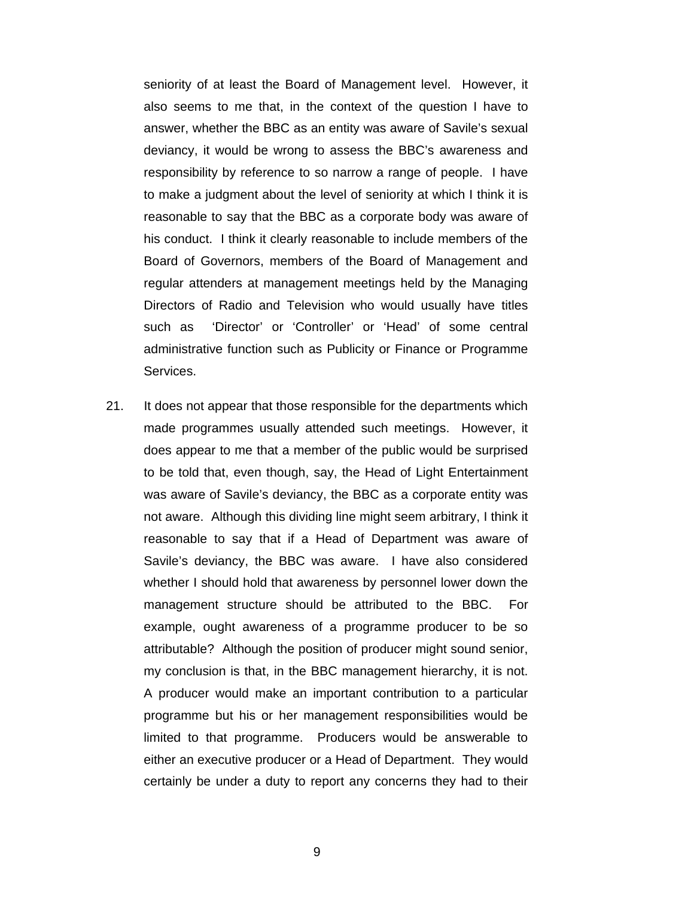seniority of at least the Board of Management level. However, it also seems to me that, in the context of the question I have to answer, whether the BBC as an entity was aware of Savile's sexual deviancy, it would be wrong to assess the BBC's awareness and responsibility by reference to so narrow a range of people. I have to make a judgment about the level of seniority at which I think it is reasonable to say that the BBC as a corporate body was aware of his conduct. I think it clearly reasonable to include members of the Board of Governors, members of the Board of Management and regular attenders at management meetings held by the Managing Directors of Radio and Television who would usually have titles such as 'Director' or 'Controller' or 'Head' of some central administrative function such as Publicity or Finance or Programme Services.

21. It does not appear that those responsible for the departments which made programmes usually attended such meetings. However, it does appear to me that a member of the public would be surprised to be told that, even though, say, the Head of Light Entertainment was aware of Savile's deviancy, the BBC as a corporate entity was not aware. Although this dividing line might seem arbitrary, I think it reasonable to say that if a Head of Department was aware of Savile's deviancy, the BBC was aware. I have also considered whether I should hold that awareness by personnel lower down the management structure should be attributed to the BBC. For example, ought awareness of a programme producer to be so attributable? Although the position of producer might sound senior, my conclusion is that, in the BBC management hierarchy, it is not. A producer would make an important contribution to a particular programme but his or her management responsibilities would be limited to that programme. Producers would be answerable to either an executive producer or a Head of Department. They would certainly be under a duty to report any concerns they had to their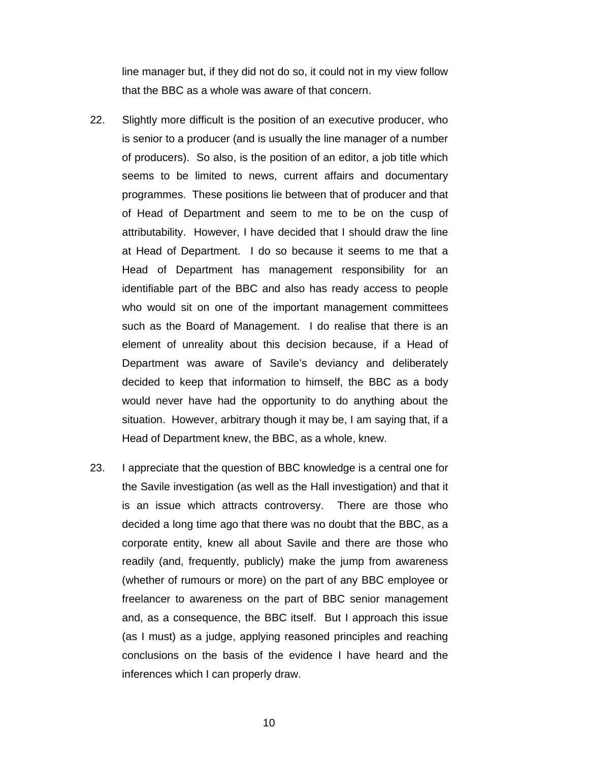line manager but, if they did not do so, it could not in my view follow that the BBC as a whole was aware of that concern.

22. Slightly more difficult is the position of an executive producer, who is senior to a producer (and is usually the line manager of a number of producers). So also, is the position of an editor, a job title which seems to be limited to news, current affairs and documentary programmes. These positions lie between that of producer and that of Head of Department and seem to me to be on the cusp of attributability. However, I have decided that I should draw the line at Head of Department. I do so because it seems to me that a Head of Department has management responsibility for an identifiable part of the BBC and also has ready access to people who would sit on one of the important management committees such as the Board of Management. I do realise that there is an element of unreality about this decision because, if a Head of Department was aware of Savile's deviancy and deliberately decided to keep that information to himself, the BBC as a body would never have had the opportunity to do anything about the situation. However, arbitrary though it may be, I am saying that, if a Head of Department knew, the BBC, as a whole, knew.

23. I appreciate that the question of BBC knowledge is a central one for the Savile investigation (as well as the Hall investigation) and that it is an issue which attracts controversy. There are those who decided a long time ago that there was no doubt that the BBC, as a corporate entity, knew all about Savile and there are those who readily (and, frequently, publicly) make the jump from awareness (whether of rumours or more) on the part of any BBC employee or freelancer to awareness on the part of BBC senior management and, as a consequence, the BBC itself. But I approach this issue (as I must) as a judge, applying reasoned principles and reaching conclusions on the basis of the evidence I have heard and the inferences which I can properly draw.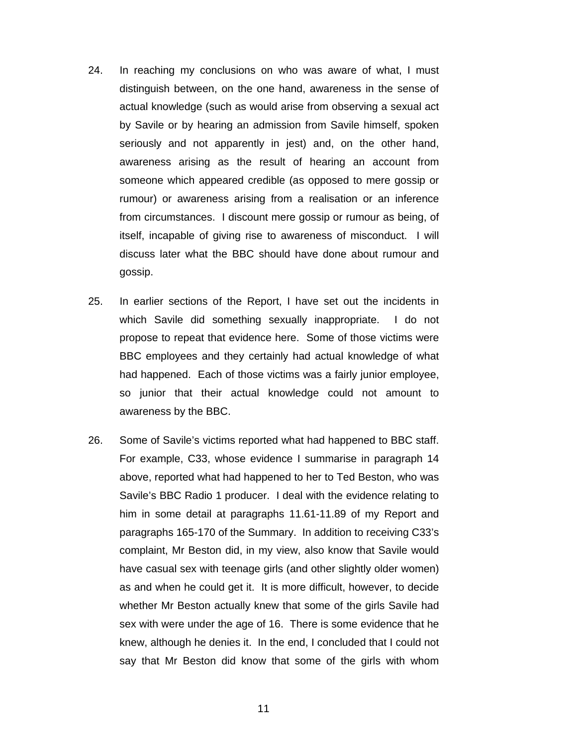24. In reaching my conclusions on who was aware of what, I must distinguish between, on the one hand, awareness in the sense of actual knowledge (such as would arise from observing a sexual act by Savile or by hearing an admission from Savile himself, spoken seriously and not apparently in jest) and, on the other hand, awareness arising as the result of hearing an account from someone which appeared credible (as opposed to mere gossip or rumour) or awareness arising from a realisation or an inference from circumstances. I discount mere gossip or rumour as being, of itself, incapable of giving rise to awareness of misconduct. I will discuss later what the BBC should have done about rumour and gossip.

25. In earlier sections of the Report, I have set out the incidents in which Savile did something sexually inappropriate. I do not propose to repeat that evidence here. Some of those victims were BBC employees and they certainly had actual knowledge of what had happened. Each of those victims was a fairly junior employee, so junior that their actual knowledge could not amount to awareness by the BBC.

26. Some of Savile's victims reported what had happened to BBC staff. For example, C33, whose evidence I summarise in paragraph 14 above, reported what had happened to her to Ted Beston, who was Savile's BBC Radio 1 producer. I deal with the evidence relating to him in some detail at paragraphs 11.61-11.89 of my Report and paragraphs 165-170 of the Summary. In addition to receiving C33's complaint, Mr Beston did, in my view, also know that Savile would have casual sex with teenage girls (and other slightly older women) as and when he could get it. It is more difficult, however, to decide whether Mr Beston actually knew that some of the girls Savile had sex with were under the age of 16. There is some evidence that he knew, although he denies it. In the end, I concluded that I could not say that Mr Beston did know that some of the girls with whom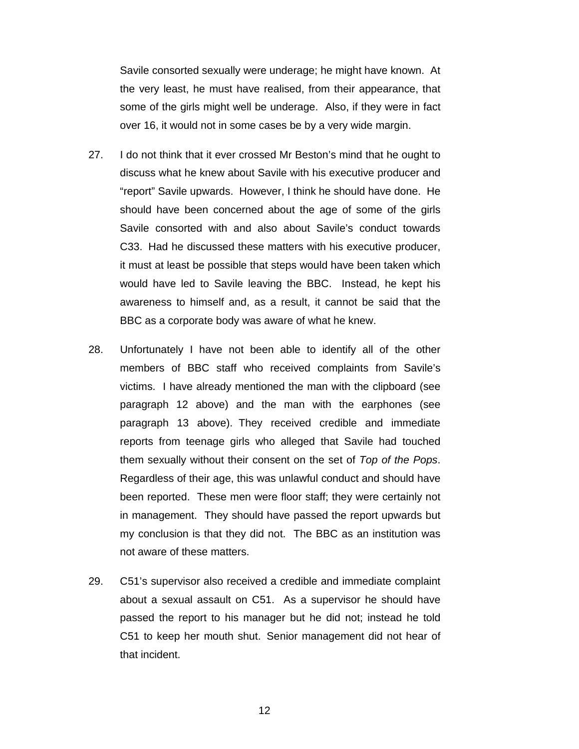Savile consorted sexually were underage; he might have known. At the very least, he must have realised, from their appearance, that some of the girls might well be underage. Also, if they were in fact over 16, it would not in some cases be by a very wide margin.

27. I do not think that it ever crossed Mr Beston's mind that he ought to discuss what he knew about Savile with his executive producer and "report" Savile upwards. However, I think he should have done. He should have been concerned about the age of some of the girls Savile consorted with and also about Savile's conduct towards C33. Had he discussed these matters with his executive producer, it must at least be possible that steps would have been taken which would have led to Savile leaving the BBC. Instead, he kept his awareness to himself and, as a result, it cannot be said that the BBC as a corporate body was aware of what he knew.

28. Unfortunately I have not been able to identify all of the other members of BBC staff who received complaints from Savile's victims. I have already mentioned the man with the clipboard (see paragraph 12 above) and the man with the earphones (see paragraph 13 above). They received credible and immediate reports from teenage girls who alleged that Savile had touched them sexually without their consent on the set of *Top of the Pops*. Regardless of their age, this was unlawful conduct and should have been reported. These men were floor staff; they were certainly not in management. They should have passed the report upwards but my conclusion is that they did not. The BBC as an institution was not aware of these matters.

29. C51's supervisor also received a credible and immediate complaint about a sexual assault on C51. As a supervisor he should have passed the report to his manager but he did not; instead he told C51 to keep her mouth shut. Senior management did not hear of that incident.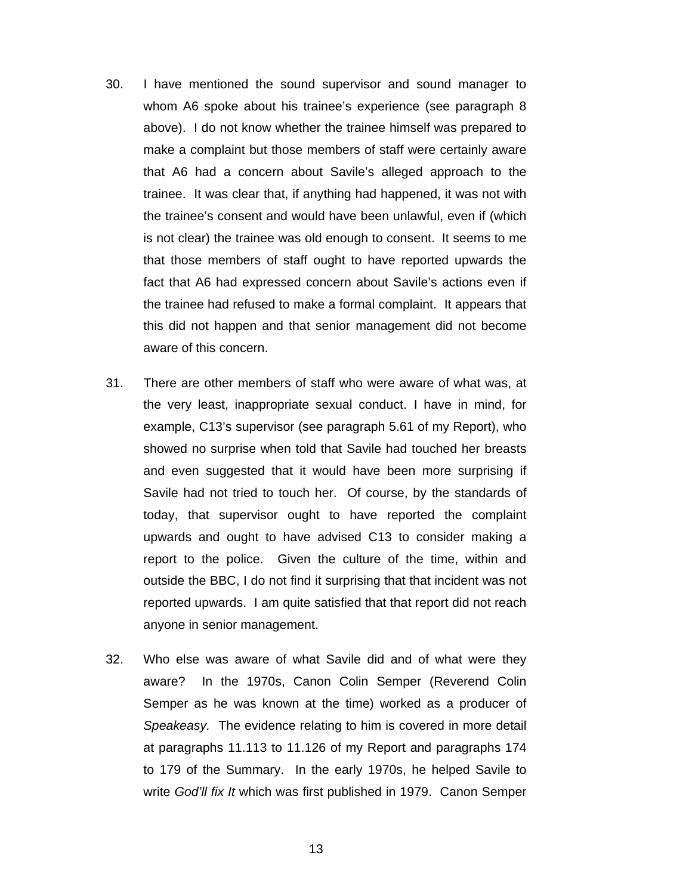30. I have mentioned the sound supervisor and sound manager to whom A6 spoke about his trainee's experience (see paragraph 8 above). I do not know whether the trainee himself was prepared to make a complaint but those members of staff were certainly aware that A6 had a concern about Savile's alleged approach to the trainee. It was clear that, if anything had happened, it was not with the trainee's consent and would have been unlawful, even if (which is not clear) the trainee was old enough to consent. It seems to me that those members of staff ought to have reported upwards the fact that A6 had expressed concern about Savile's actions even if the trainee had refused to make a formal complaint. It appears that this did not happen and that senior management did not become aware of this concern.

31. There are other members of staff who were aware of what was, at the very least, inappropriate sexual conduct. I have in mind, for example, C13's supervisor (see paragraph 5.61 of my Report), who showed no surprise when told that Savile had touched her breasts and even suggested that it would have been more surprising if Savile had not tried to touch her. Of course, by the standards of today, that supervisor ought to have reported the complaint upwards and ought to have advised C13 to consider making a report to the police. Given the culture of the time, within and outside the BBC, I do not find it surprising that that incident was not reported upwards. I am quite satisfied that that report did not reach anyone in senior management.

32. Who else was aware of what Savile did and of what were they aware? In the 1970s, Canon Colin Semper (Reverend Colin Semper as he was known at the time) worked as a producer of *Speakeasy.* The evidence relating to him is covered in more detail at paragraphs 11.113 to 11.126 of my Report and paragraphs 174 to 179 of the Summary. In the early 1970s, he helped Savile to write *God'll fix It* which was first published in 1979. Canon Semper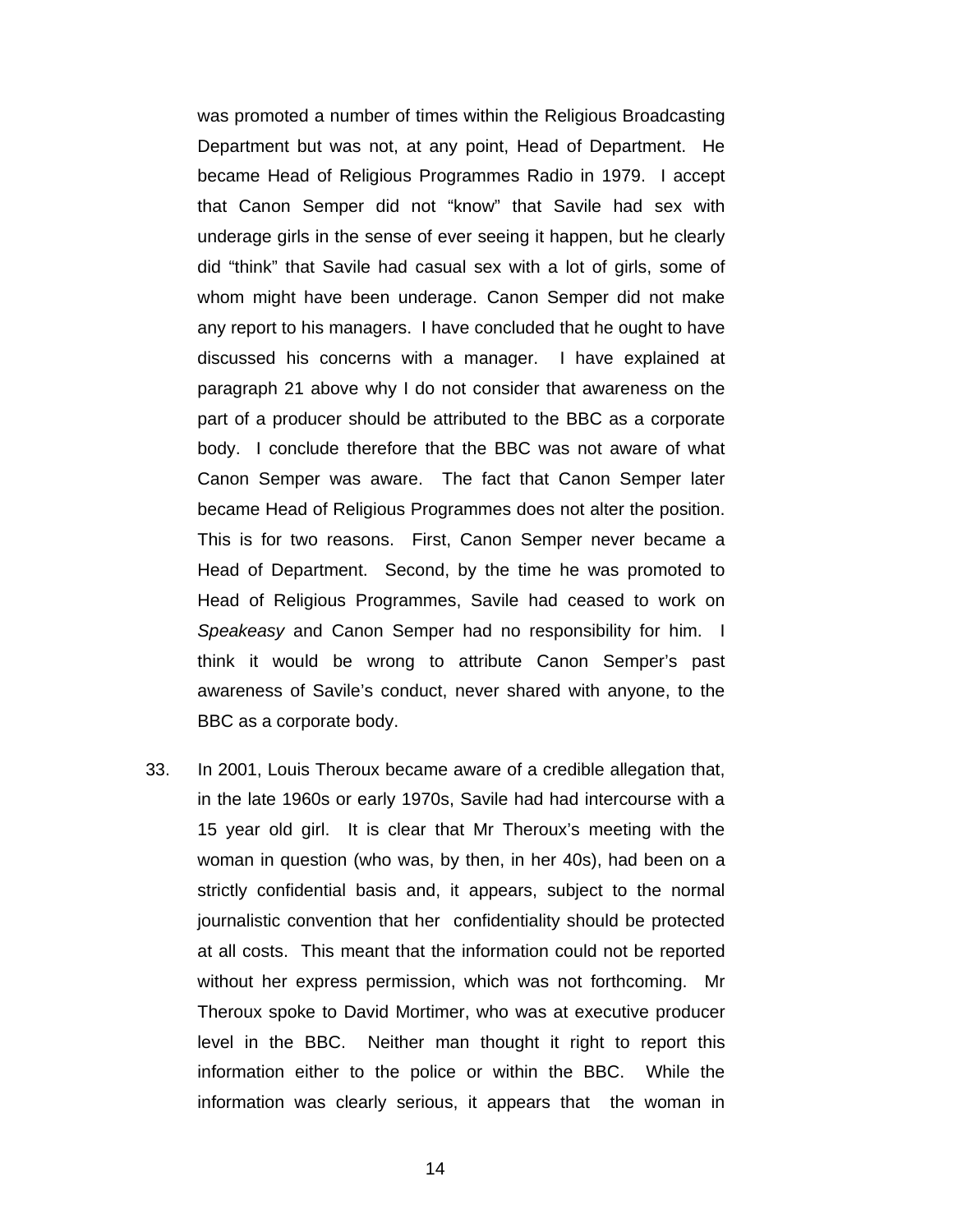was promoted a number of times within the Religious Broadcasting Department but was not, at any point, Head of Department. He became Head of Religious Programmes Radio in 1979. I accept that Canon Semper did not "know" that Savile had sex with underage girls in the sense of ever seeing it happen, but he clearly did "think" that Savile had casual sex with a lot of girls, some of whom might have been underage. Canon Semper did not make any report to his managers. I have concluded that he ought to have discussed his concerns with a manager. I have explained at paragraph 21 above why I do not consider that awareness on the part of a producer should be attributed to the BBC as a corporate body. I conclude therefore that the BBC was not aware of what Canon Semper was aware. The fact that Canon Semper later became Head of Religious Programmes does not alter the position. This is for two reasons. First, Canon Semper never became a Head of Department. Second, by the time he was promoted to Head of Religious Programmes, Savile had ceased to work on *Speakeasy* and Canon Semper had no responsibility for him. I think it would be wrong to attribute Canon Semper's past awareness of Savile's conduct, never shared with anyone, to the BBC as a corporate body.

33. In 2001, Louis Theroux became aware of a credible allegation that, in the late 1960s or early 1970s, Savile had had intercourse with a 15 year old girl. It is clear that Mr Theroux's meeting with the woman in question (who was, by then, in her 40s), had been on a strictly confidential basis and, it appears, subject to the normal journalistic convention that her confidentiality should be protected at all costs. This meant that the information could not be reported without her express permission, which was not forthcoming. Mr Theroux spoke to David Mortimer, who was at executive producer level in the BBC. Neither man thought it right to report this information either to the police or within the BBC. While the information was clearly serious, it appears that the woman in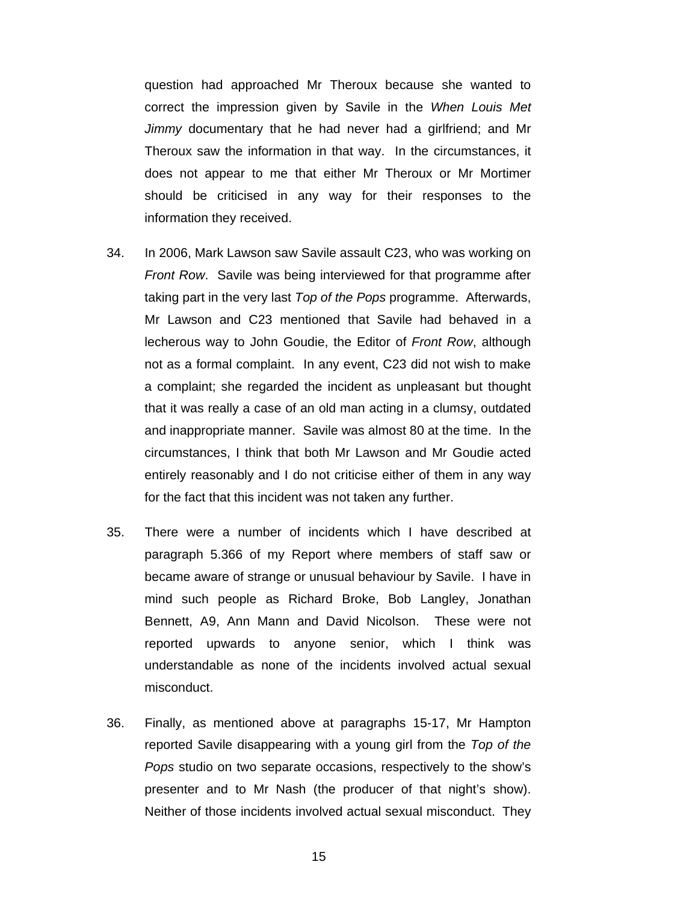question had approached Mr Theroux because she wanted to correct the impression given by Savile in the *When Louis Met Jimmy* documentary that he had never had a girlfriend; and Mr Theroux saw the information in that way. In the circumstances, it does not appear to me that either Mr Theroux or Mr Mortimer should be criticised in any way for their responses to the information they received.

34. In 2006, Mark Lawson saw Savile assault C23, who was working on *Front Row*. Savile was being interviewed for that programme after taking part in the very last *Top of the Pops* programme. Afterwards, Mr Lawson and C23 mentioned that Savile had behaved in a lecherous way to John Goudie, the Editor of *Front Row*, although not as a formal complaint. In any event, C23 did not wish to make a complaint; she regarded the incident as unpleasant but thought that it was really a case of an old man acting in a clumsy, outdated and inappropriate manner. Savile was almost 80 at the time. In the circumstances, I think that both Mr Lawson and Mr Goudie acted entirely reasonably and I do not criticise either of them in any way for the fact that this incident was not taken any further.

35. There were a number of incidents which I have described at paragraph 5.366 of my Report where members of staff saw or became aware of strange or unusual behaviour by Savile. I have in mind such people as Richard Broke, Bob Langley, Jonathan Bennett, A9, Ann Mann and David Nicolson. These were not reported upwards to anyone senior, which I think was understandable as none of the incidents involved actual sexual misconduct.

36. Finally, as mentioned above at paragraphs 15-17, Mr Hampton reported Savile disappearing with a young girl from the *Top of the Pops* studio on two separate occasions, respectively to the show's presenter and to Mr Nash (the producer of that night's show). Neither of those incidents involved actual sexual misconduct. They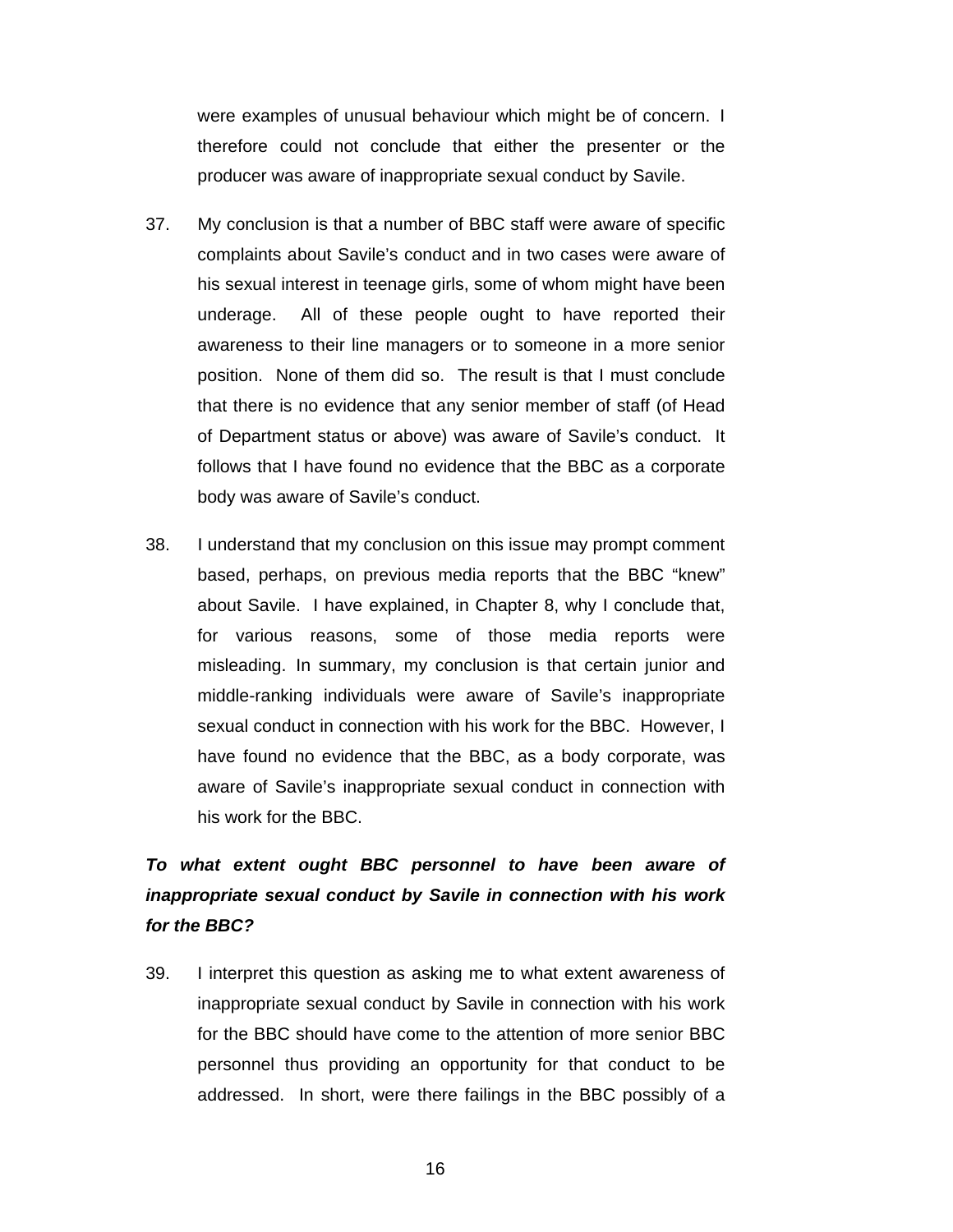were examples of unusual behaviour which might be of concern. I therefore could not conclude that either the presenter or the producer was aware of inappropriate sexual conduct by Savile.

37. My conclusion is that a number of BBC staff were aware of specific complaints about Savile's conduct and in two cases were aware of his sexual interest in teenage girls, some of whom might have been underage. All of these people ought to have reported their awareness to their line managers or to someone in a more senior position. None of them did so. The result is that I must conclude that there is no evidence that any senior member of staff (of Head of Department status or above) was aware of Savile's conduct. It follows that I have found no evidence that the BBC as a corporate body was aware of Savile's conduct.

38. I understand that my conclusion on this issue may prompt comment based, perhaps, on previous media reports that the BBC "knew" about Savile. I have explained, in Chapter 8, why I conclude that, for various reasons, some of those media reports were misleading. In summary, my conclusion is that certain junior and middle-ranking individuals were aware of Savile's inappropriate sexual conduct in connection with his work for the BBC. However, I have found no evidence that the BBC, as a body corporate, was aware of Savile's inappropriate sexual conduct in connection with his work for the BBC.

***To what extent ought BBC personnel to have been aware of inappropriate sexual conduct by Savile in connection with his work for the BBC?***

39. I interpret this question as asking me to what extent awareness of inappropriate sexual conduct by Savile in connection with his work for the BBC should have come to the attention of more senior BBC personnel thus providing an opportunity for that conduct to be addressed. In short, were there failings in the BBC possibly of a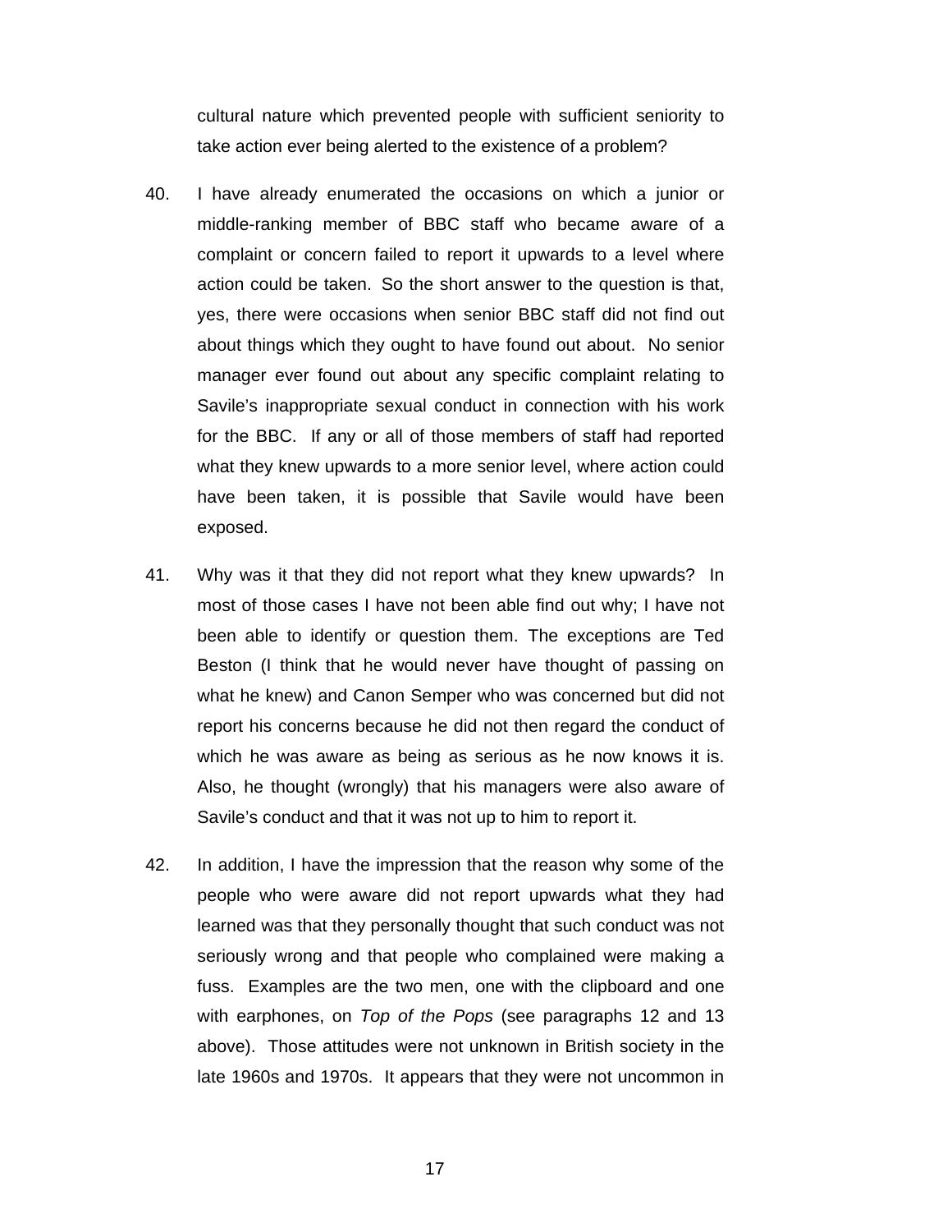cultural nature which prevented people with sufficient seniority to take action ever being alerted to the existence of a problem?

40. I have already enumerated the occasions on which a junior or middle-ranking member of BBC staff who became aware of a complaint or concern failed to report it upwards to a level where action could be taken. So the short answer to the question is that, yes, there were occasions when senior BBC staff did not find out about things which they ought to have found out about. No senior manager ever found out about any specific complaint relating to Savile's inappropriate sexual conduct in connection with his work for the BBC. If any or all of those members of staff had reported what they knew upwards to a more senior level, where action could have been taken, it is possible that Savile would have been exposed.

41. Why was it that they did not report what they knew upwards? In most of those cases I have not been able find out why; I have not been able to identify or question them. The exceptions are Ted Beston (I think that he would never have thought of passing on what he knew) and Canon Semper who was concerned but did not report his concerns because he did not then regard the conduct of which he was aware as being as serious as he now knows it is. Also, he thought (wrongly) that his managers were also aware of Savile's conduct and that it was not up to him to report it.

42. In addition, I have the impression that the reason why some of the people who were aware did not report upwards what they had learned was that they personally thought that such conduct was not seriously wrong and that people who complained were making a fuss. Examples are the two men, one with the clipboard and one with earphones, on *Top of the Pops* (see paragraphs 12 and 13 above). Those attitudes were not unknown in British society in the late 1960s and 1970s. It appears that they were not uncommon in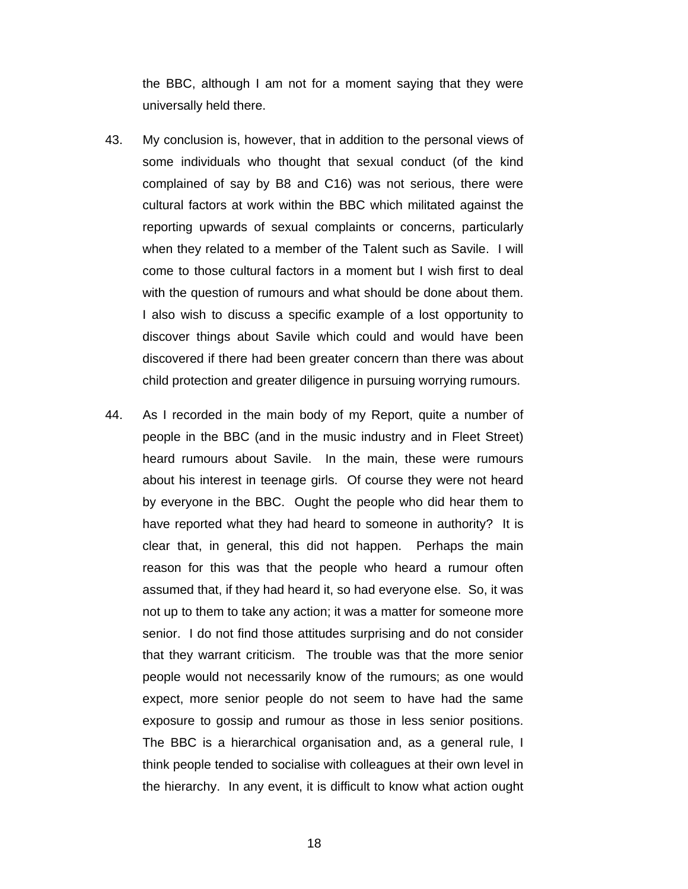the BBC, although I am not for a moment saying that they were universally held there.

43. My conclusion is, however, that in addition to the personal views of some individuals who thought that sexual conduct (of the kind complained of say by B8 and C16) was not serious, there were cultural factors at work within the BBC which militated against the reporting upwards of sexual complaints or concerns, particularly when they related to a member of the Talent such as Savile. I will come to those cultural factors in a moment but I wish first to deal with the question of rumours and what should be done about them. I also wish to discuss a specific example of a lost opportunity to discover things about Savile which could and would have been discovered if there had been greater concern than there was about child protection and greater diligence in pursuing worrying rumours.

44. As I recorded in the main body of my Report, quite a number of people in the BBC (and in the music industry and in Fleet Street) heard rumours about Savile. In the main, these were rumours about his interest in teenage girls. Of course they were not heard by everyone in the BBC. Ought the people who did hear them to have reported what they had heard to someone in authority? It is clear that, in general, this did not happen. Perhaps the main reason for this was that the people who heard a rumour often assumed that, if they had heard it, so had everyone else. So, it was not up to them to take any action; it was a matter for someone more senior. I do not find those attitudes surprising and do not consider that they warrant criticism. The trouble was that the more senior people would not necessarily know of the rumours; as one would expect, more senior people do not seem to have had the same exposure to gossip and rumour as those in less senior positions. The BBC is a hierarchical organisation and, as a general rule, I think people tended to socialise with colleagues at their own level in the hierarchy. In any event, it is difficult to know what action ought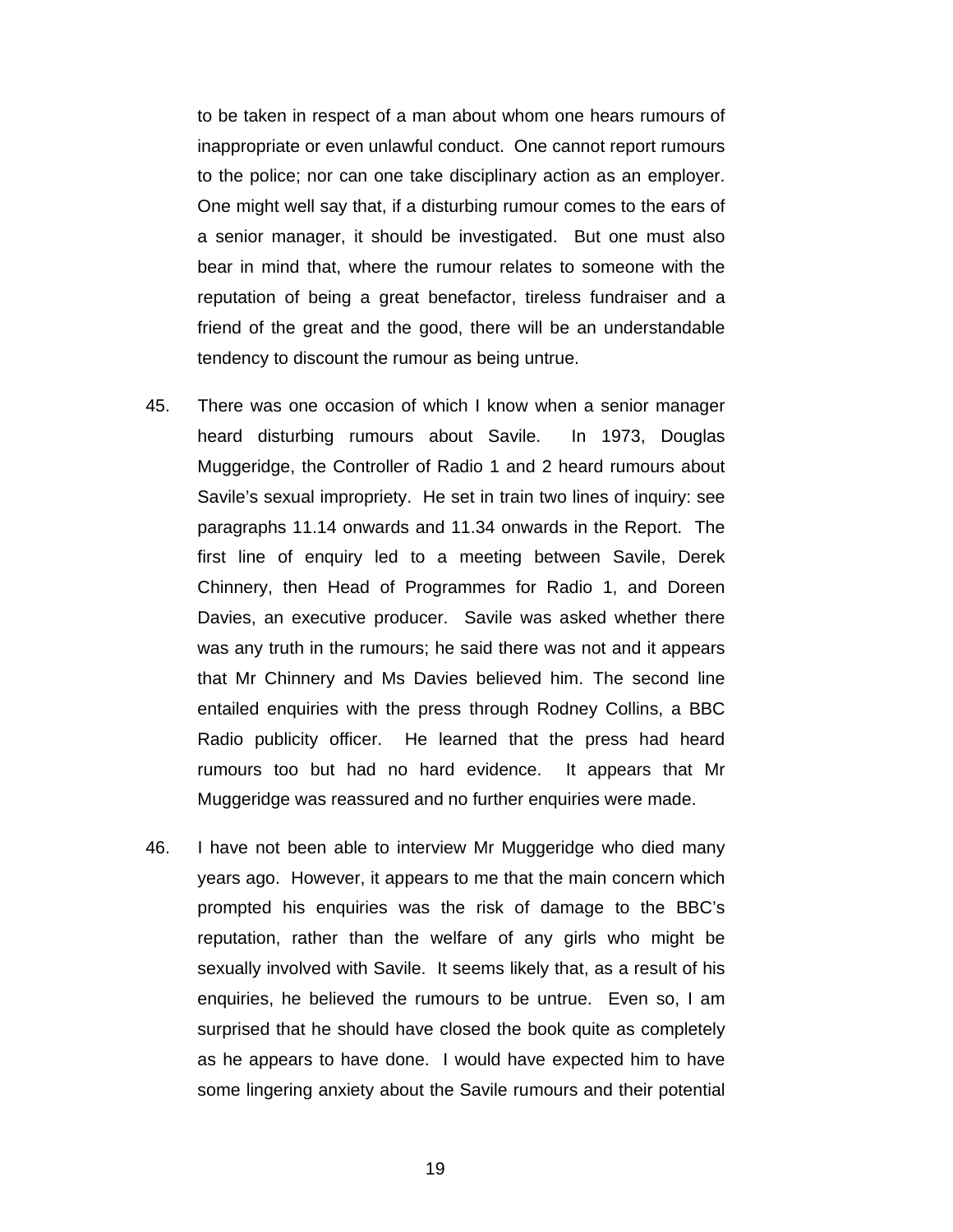to be taken in respect of a man about whom one hears rumours of inappropriate or even unlawful conduct. One cannot report rumours to the police; nor can one take disciplinary action as an employer. One might well say that, if a disturbing rumour comes to the ears of a senior manager, it should be investigated. But one must also bear in mind that, where the rumour relates to someone with the reputation of being a great benefactor, tireless fundraiser and a friend of the great and the good, there will be an understandable tendency to discount the rumour as being untrue.

45. There was one occasion of which I know when a senior manager heard disturbing rumours about Savile. In 1973, Douglas Muggeridge, the Controller of Radio 1 and 2 heard rumours about Savile's sexual impropriety. He set in train two lines of inquiry: see paragraphs 11.14 onwards and 11.34 onwards in the Report. The first line of enquiry led to a meeting between Savile, Derek Chinnery, then Head of Programmes for Radio 1, and Doreen Davies, an executive producer. Savile was asked whether there was any truth in the rumours; he said there was not and it appears that Mr Chinnery and Ms Davies believed him. The second line entailed enquiries with the press through Rodney Collins, a BBC Radio publicity officer. He learned that the press had heard rumours too but had no hard evidence. It appears that Mr Muggeridge was reassured and no further enquiries were made.

46. I have not been able to interview Mr Muggeridge who died many years ago. However, it appears to me that the main concern which prompted his enquiries was the risk of damage to the BBC's reputation, rather than the welfare of any girls who might be sexually involved with Savile. It seems likely that, as a result of his enquiries, he believed the rumours to be untrue. Even so, I am surprised that he should have closed the book quite as completely as he appears to have done. I would have expected him to have some lingering anxiety about the Savile rumours and their potential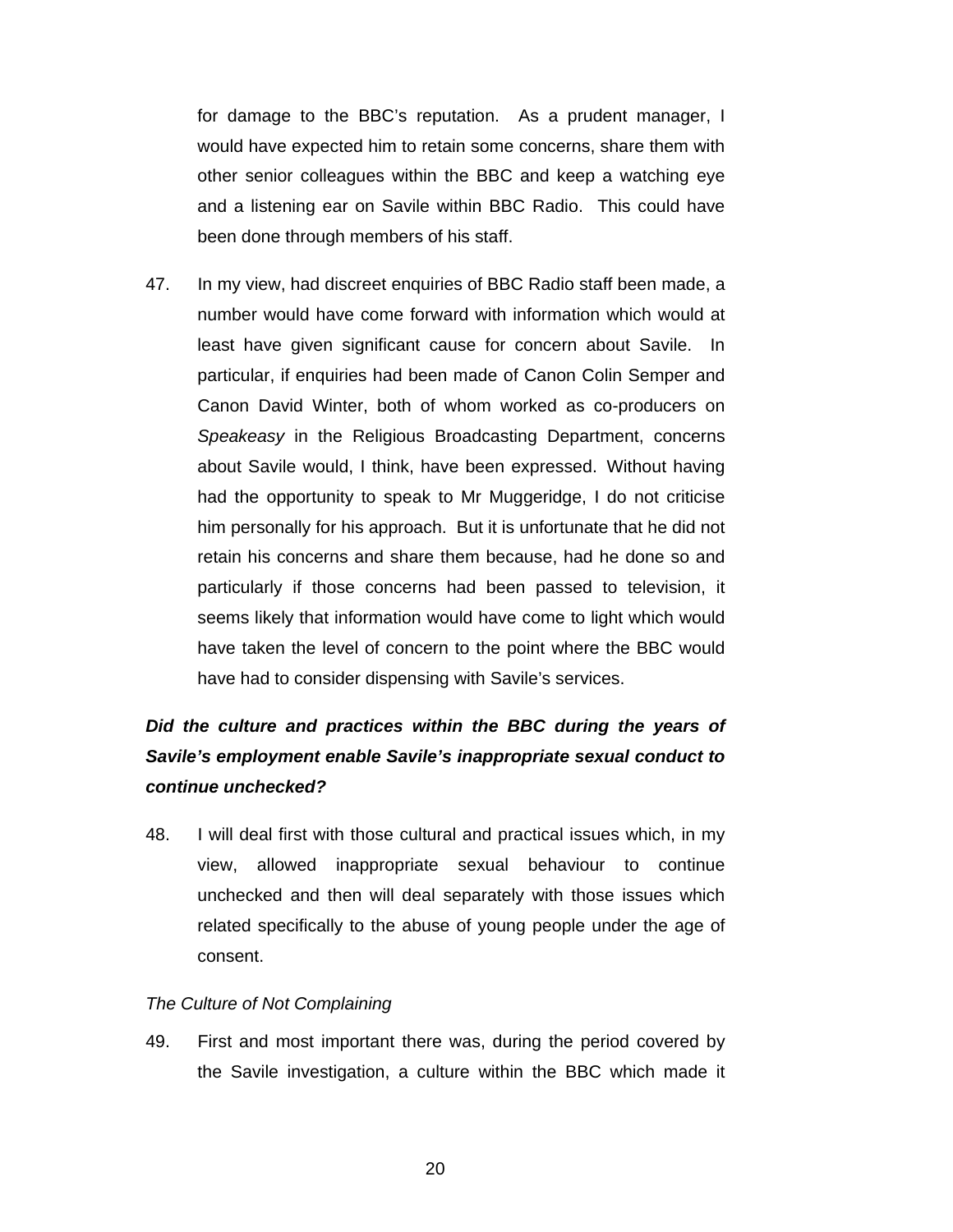for damage to the BBC's reputation. As a prudent manager, I would have expected him to retain some concerns, share them with other senior colleagues within the BBC and keep a watching eye and a listening ear on Savile within BBC Radio. This could have been done through members of his staff.

47. In my view, had discreet enquiries of BBC Radio staff been made, a number would have come forward with information which would at least have given significant cause for concern about Savile. In particular, if enquiries had been made of Canon Colin Semper and Canon David Winter, both of whom worked as co-producers on *Speakeasy* in the Religious Broadcasting Department, concerns about Savile would, I think, have been expressed. Without having had the opportunity to speak to Mr Muggeridge, I do not criticise him personally for his approach. But it is unfortunate that he did not retain his concerns and share them because, had he done so and particularly if those concerns had been passed to television, it seems likely that information would have come to light which would have taken the level of concern to the point where the BBC would have had to consider dispensing with Savile's services.

***Did the culture and practices within the BBC during the years of Savile's employment enable Savile's inappropriate sexual conduct to continue unchecked?***

48. I will deal first with those cultural and practical issues which, in my view, allowed inappropriate sexual behaviour to continue unchecked and then will deal separately with those issues which related specifically to the abuse of young people under the age of consent.

*The Culture of Not Complaining*

49. First and most important there was, during the period covered by the Savile investigation, a culture within the BBC which made it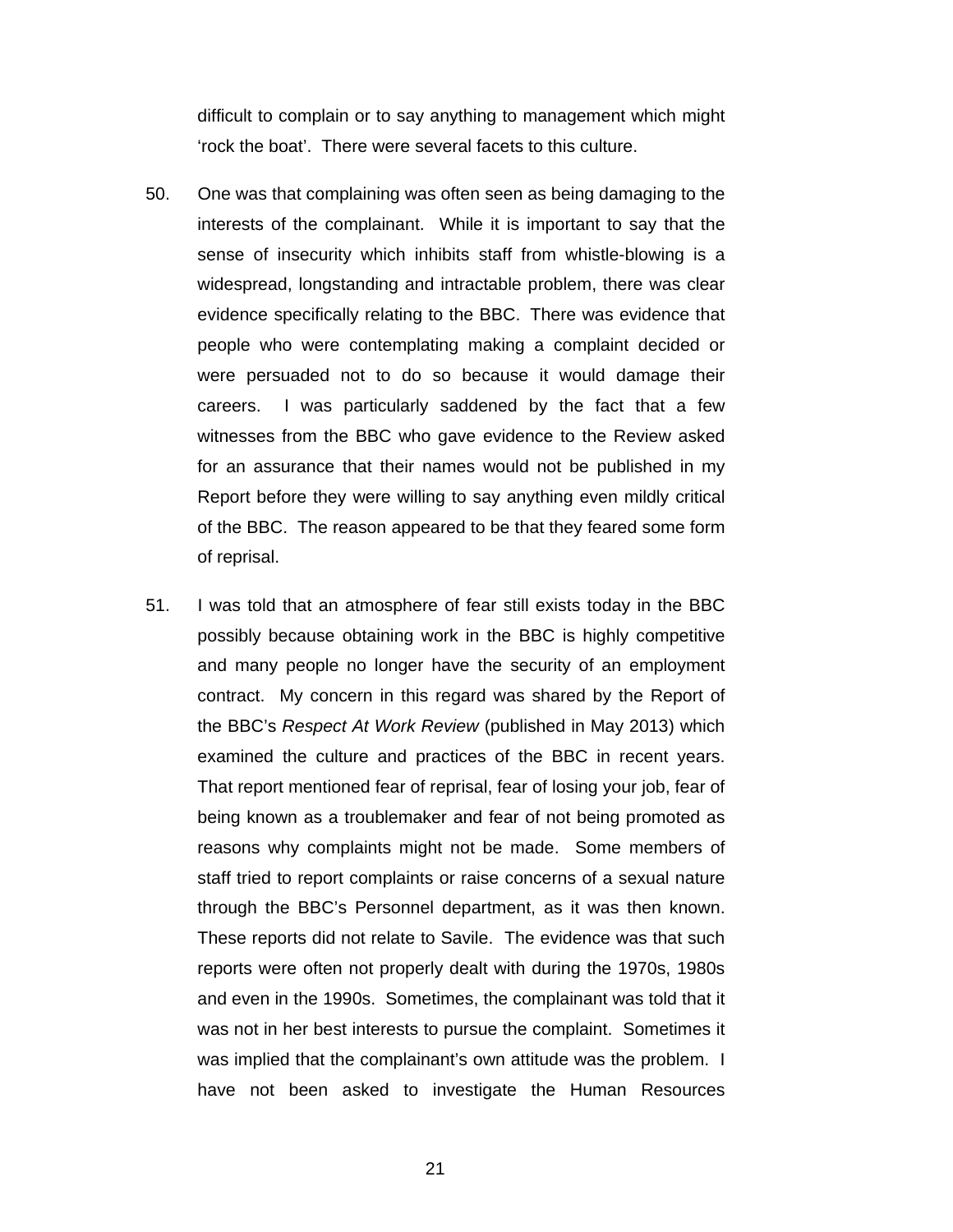difficult to complain or to say anything to management which might 'rock the boat'. There were several facets to this culture.

50. One was that complaining was often seen as being damaging to the interests of the complainant. While it is important to say that the sense of insecurity which inhibits staff from whistle-blowing is a widespread, longstanding and intractable problem, there was clear evidence specifically relating to the BBC. There was evidence that people who were contemplating making a complaint decided or were persuaded not to do so because it would damage their careers. I was particularly saddened by the fact that a few witnesses from the BBC who gave evidence to the Review asked for an assurance that their names would not be published in my Report before they were willing to say anything even mildly critical of the BBC. The reason appeared to be that they feared some form of reprisal.

51. I was told that an atmosphere of fear still exists today in the BBC possibly because obtaining work in the BBC is highly competitive and many people no longer have the security of an employment contract. My concern in this regard was shared by the Report of the BBC's *Respect At Work Review* (published in May 2013) which examined the culture and practices of the BBC in recent years. That report mentioned fear of reprisal, fear of losing your job, fear of being known as a troublemaker and fear of not being promoted as reasons why complaints might not be made. Some members of staff tried to report complaints or raise concerns of a sexual nature through the BBC's Personnel department, as it was then known. These reports did not relate to Savile. The evidence was that such reports were often not properly dealt with during the 1970s, 1980s and even in the 1990s. Sometimes, the complainant was told that it was not in her best interests to pursue the complaint. Sometimes it was implied that the complainant's own attitude was the problem. I have not been asked to investigate the Human Resources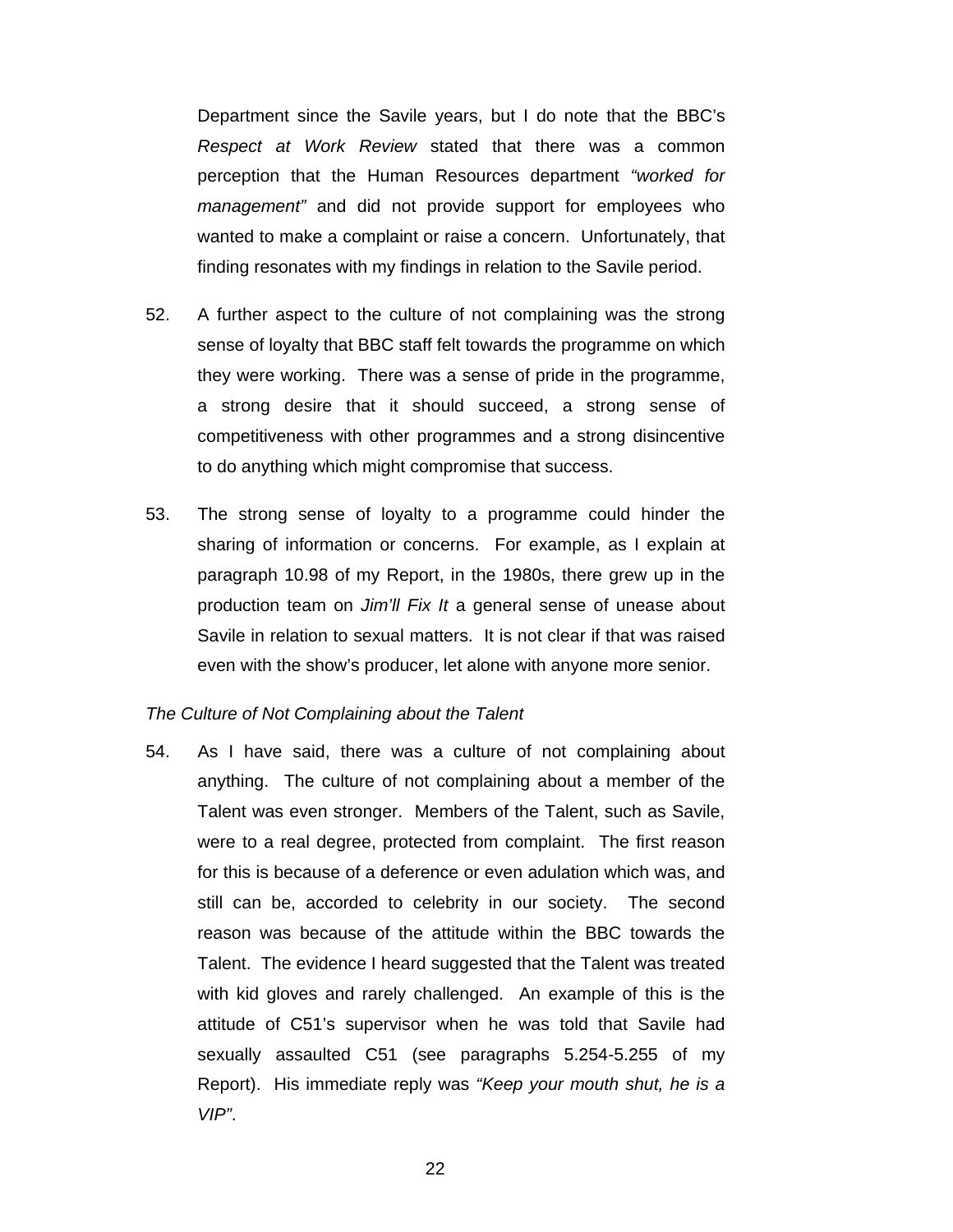Department since the Savile years, but I do note that the BBC's *Respect at Work Review* stated that there was a common perception that the Human Resources department *"worked for management"* and did not provide support for employees who wanted to make a complaint or raise a concern. Unfortunately, that finding resonates with my findings in relation to the Savile period.

52. A further aspect to the culture of not complaining was the strong sense of loyalty that BBC staff felt towards the programme on which they were working. There was a sense of pride in the programme, a strong desire that it should succeed, a strong sense of competitiveness with other programmes and a strong disincentive to do anything which might compromise that success.

53. The strong sense of loyalty to a programme could hinder the sharing of information or concerns. For example, as I explain at paragraph 10.98 of my Report, in the 1980s, there grew up in the production team on *Jim'll Fix It* a general sense of unease about Savile in relation to sexual matters. It is not clear if that was raised even with the show's producer, let alone with anyone more senior.

*The Culture of Not Complaining about the Talent*

54. As I have said, there was a culture of not complaining about anything. The culture of not complaining about a member of the Talent was even stronger. Members of the Talent, such as Savile, were to a real degree, protected from complaint. The first reason for this is because of a deference or even adulation which was, and still can be, accorded to celebrity in our society. The second reason was because of the attitude within the BBC towards the Talent. The evidence I heard suggested that the Talent was treated with kid gloves and rarely challenged. An example of this is the attitude of C51's supervisor when he was told that Savile had sexually assaulted C51 (see paragraphs 5.254-5.255 of my Report). His immediate reply was *"Keep your mouth shut, he is a VIP"*.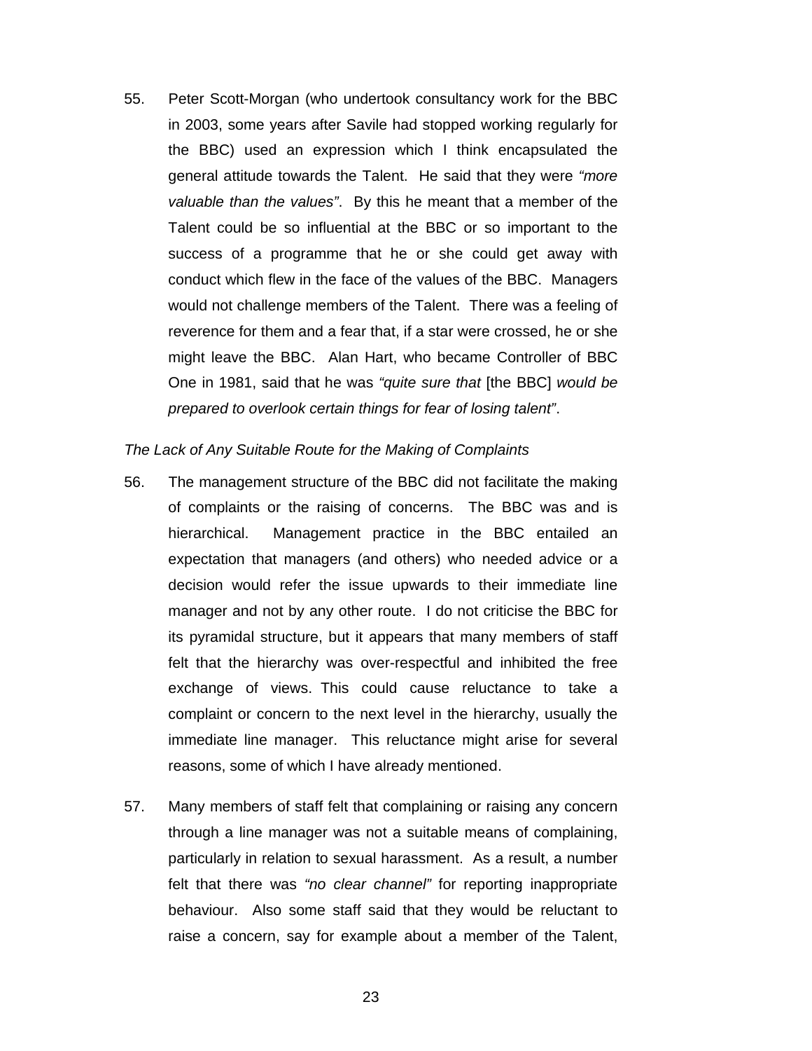55. Peter Scott-Morgan (who undertook consultancy work for the BBC in 2003, some years after Savile had stopped working regularly for the BBC) used an expression which I think encapsulated the general attitude towards the Talent. He said that they were *"more valuable than the values"*. By this he meant that a member of the Talent could be so influential at the BBC or so important to the success of a programme that he or she could get away with conduct which flew in the face of the values of the BBC. Managers would not challenge members of the Talent. There was a feeling of reverence for them and a fear that, if a star were crossed, he or she might leave the BBC. Alan Hart, who became Controller of BBC One in 1981, said that he was *"quite sure that* [the BBC] *would be prepared to overlook certain things for fear of losing talent"*.

*The Lack of Any Suitable Route for the Making of Complaints*

56. The management structure of the BBC did not facilitate the making of complaints or the raising of concerns. The BBC was and is hierarchical. Management practice in the BBC entailed an expectation that managers (and others) who needed advice or a decision would refer the issue upwards to their immediate line manager and not by any other route. I do not criticise the BBC for its pyramidal structure, but it appears that many members of staff felt that the hierarchy was over-respectful and inhibited the free exchange of views. This could cause reluctance to take a complaint or concern to the next level in the hierarchy, usually the immediate line manager. This reluctance might arise for several reasons, some of which I have already mentioned.

57. Many members of staff felt that complaining or raising any concern through a line manager was not a suitable means of complaining, particularly in relation to sexual harassment. As a result, a number felt that there was *"no clear channel"* for reporting inappropriate behaviour. Also some staff said that they would be reluctant to raise a concern, say for example about a member of the Talent,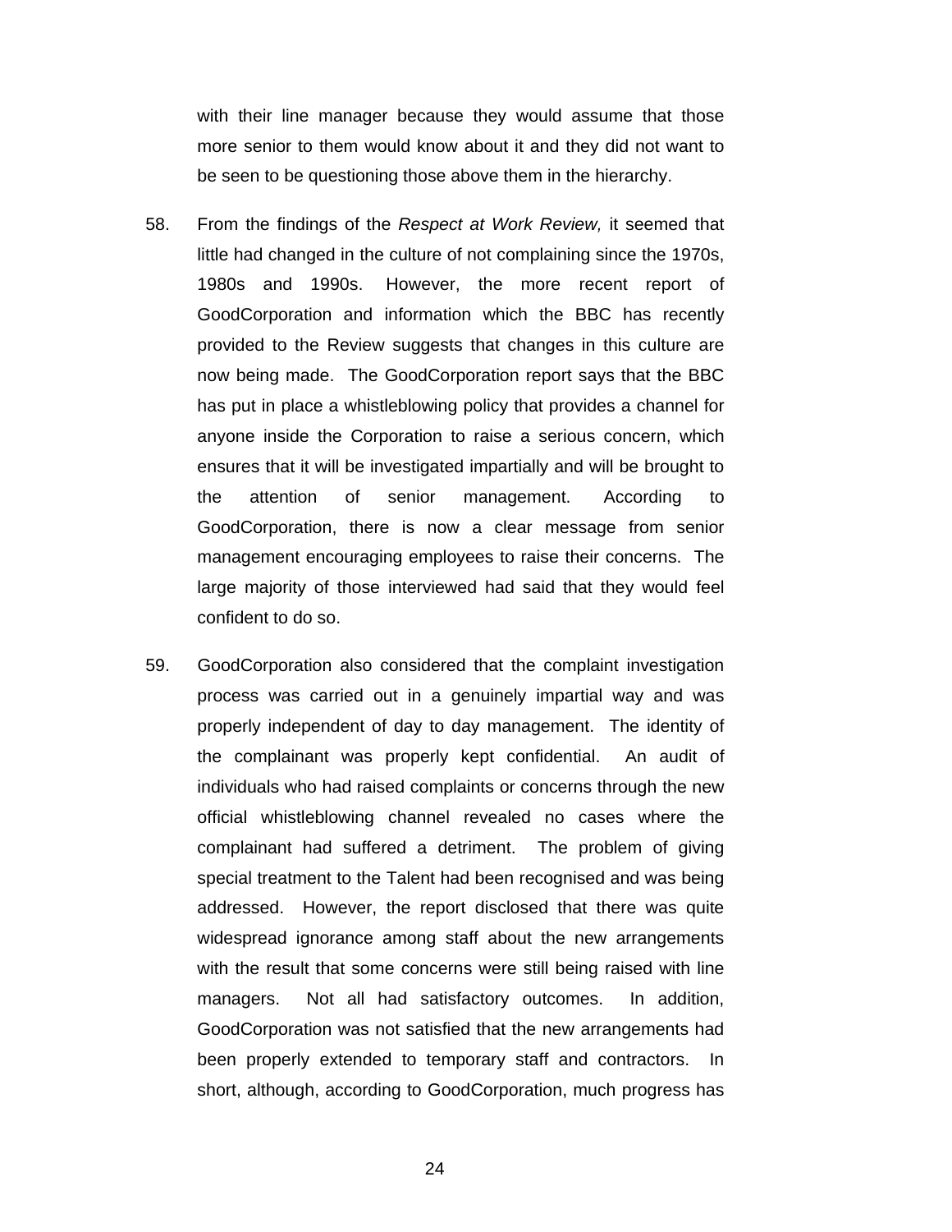with their line manager because they would assume that those more senior to them would know about it and they did not want to be seen to be questioning those above them in the hierarchy.

58. From the findings of the *Respect at Work Review,* it seemed that little had changed in the culture of not complaining since the 1970s, 1980s and 1990s. However, the more recent report of GoodCorporation and information which the BBC has recently provided to the Review suggests that changes in this culture are now being made. The GoodCorporation report says that the BBC has put in place a whistleblowing policy that provides a channel for anyone inside the Corporation to raise a serious concern, which ensures that it will be investigated impartially and will be brought to the attention of senior management. According to GoodCorporation, there is now a clear message from senior management encouraging employees to raise their concerns. The large majority of those interviewed had said that they would feel confident to do so.

59. GoodCorporation also considered that the complaint investigation process was carried out in a genuinely impartial way and was properly independent of day to day management. The identity of the complainant was properly kept confidential. An audit of individuals who had raised complaints or concerns through the new official whistleblowing channel revealed no cases where the complainant had suffered a detriment. The problem of giving special treatment to the Talent had been recognised and was being addressed. However, the report disclosed that there was quite widespread ignorance among staff about the new arrangements with the result that some concerns were still being raised with line managers. Not all had satisfactory outcomes. In addition, GoodCorporation was not satisfied that the new arrangements had been properly extended to temporary staff and contractors. In short, although, according to GoodCorporation, much progress has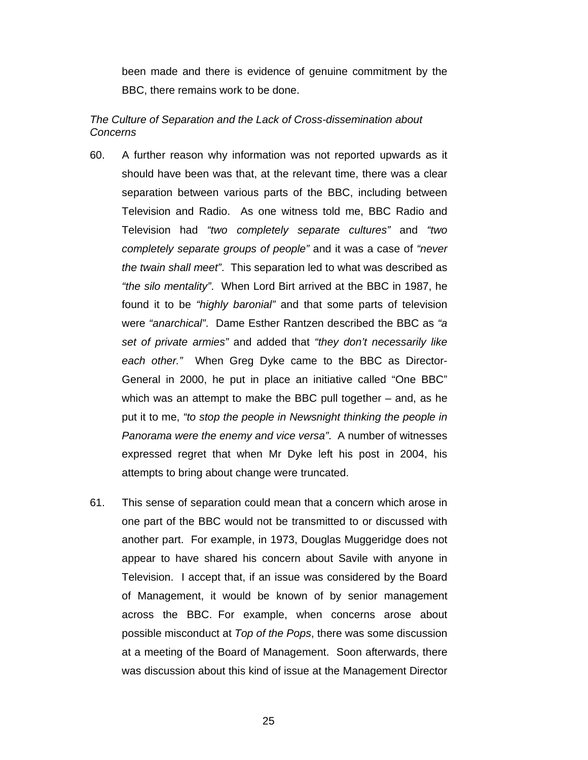been made and there is evidence of genuine commitment by the BBC, there remains work to be done.

*The Culture of Separation and the Lack of Cross-dissemination about Concerns*

60. A further reason why information was not reported upwards as it should have been was that, at the relevant time, there was a clear separation between various parts of the BBC, including between Television and Radio. As one witness told me, BBC Radio and Television had *"two completely separate cultures"* and *"two completely separate groups of people"* and it was a case of *"never the twain shall meet"*. This separation led to what was described as *"the silo mentality"*. When Lord Birt arrived at the BBC in 1987, he found it to be *"highly baronial"* and that some parts of television were *"anarchical"*. Dame Esther Rantzen described the BBC as *"a set of private armies"* and added that *"they don't necessarily like each other."* When Greg Dyke came to the BBC as Director-General in 2000, he put in place an initiative called "One BBC" which was an attempt to make the BBC pull together – and, as he put it to me, *"to stop the people in Newsnight thinking the people in Panorama were the enemy and vice versa"*. A number of witnesses expressed regret that when Mr Dyke left his post in 2004, his attempts to bring about change were truncated.

61. This sense of separation could mean that a concern which arose in one part of the BBC would not be transmitted to or discussed with another part. For example, in 1973, Douglas Muggeridge does not appear to have shared his concern about Savile with anyone in Television. I accept that, if an issue was considered by the Board of Management, it would be known of by senior management across the BBC. For example, when concerns arose about possible misconduct at *Top of the Pops*, there was some discussion at a meeting of the Board of Management. Soon afterwards, there was discussion about this kind of issue at the Management Director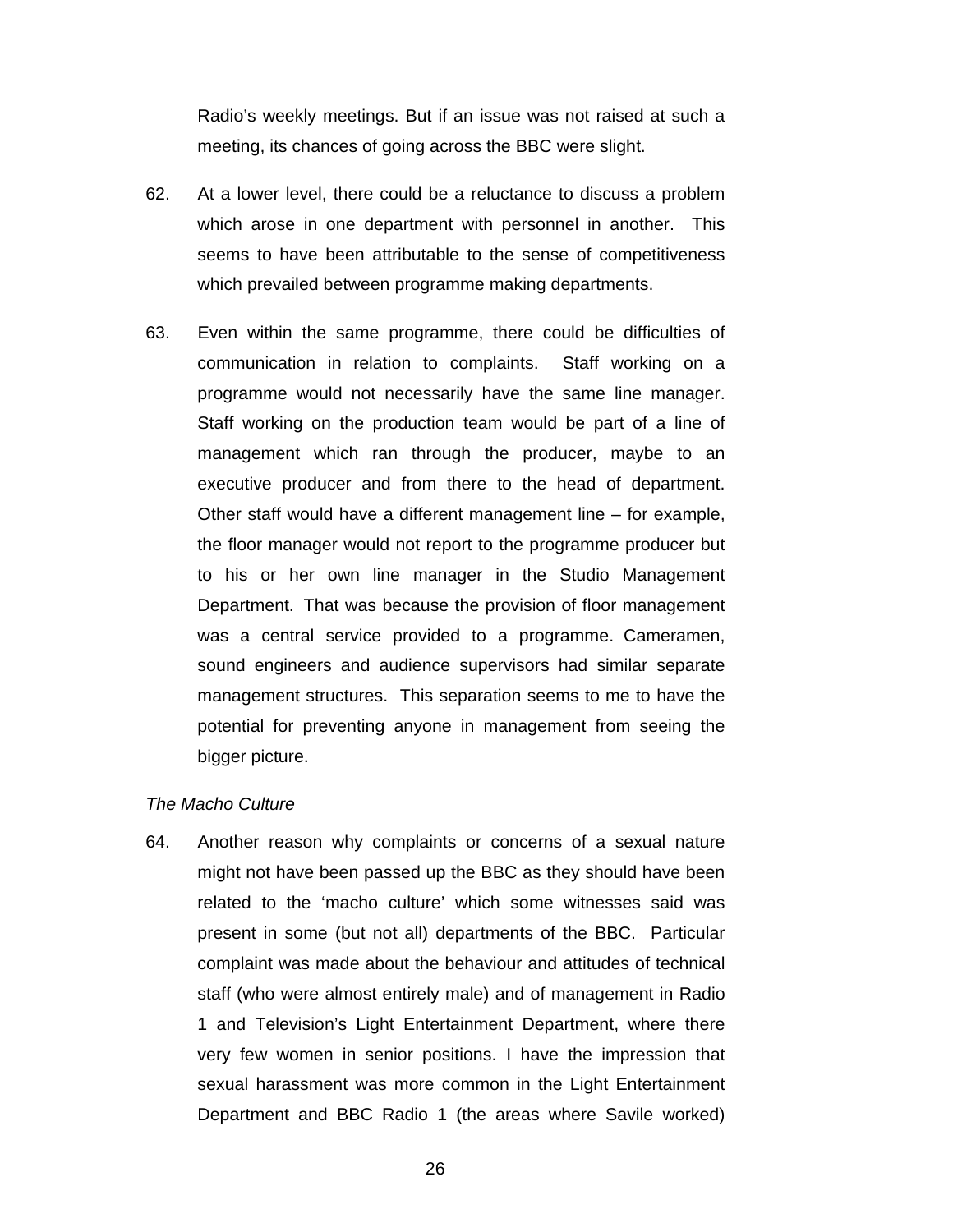Radio's weekly meetings. But if an issue was not raised at such a meeting, its chances of going across the BBC were slight.

62. At a lower level, there could be a reluctance to discuss a problem which arose in one department with personnel in another. This seems to have been attributable to the sense of competitiveness which prevailed between programme making departments.

63. Even within the same programme, there could be difficulties of communication in relation to complaints. Staff working on a programme would not necessarily have the same line manager. Staff working on the production team would be part of a line of management which ran through the producer, maybe to an executive producer and from there to the head of department. Other staff would have a different management line – for example, the floor manager would not report to the programme producer but to his or her own line manager in the Studio Management Department. That was because the provision of floor management was a central service provided to a programme. Cameramen, sound engineers and audience supervisors had similar separate management structures. This separation seems to me to have the potential for preventing anyone in management from seeing the bigger picture.

*The Macho Culture*

64. Another reason why complaints or concerns of a sexual nature might not have been passed up the BBC as they should have been related to the 'macho culture' which some witnesses said was present in some (but not all) departments of the BBC. Particular complaint was made about the behaviour and attitudes of technical staff (who were almost entirely male) and of management in Radio 1 and Television's Light Entertainment Department, where there very few women in senior positions. I have the impression that sexual harassment was more common in the Light Entertainment Department and BBC Radio 1 (the areas where Savile worked)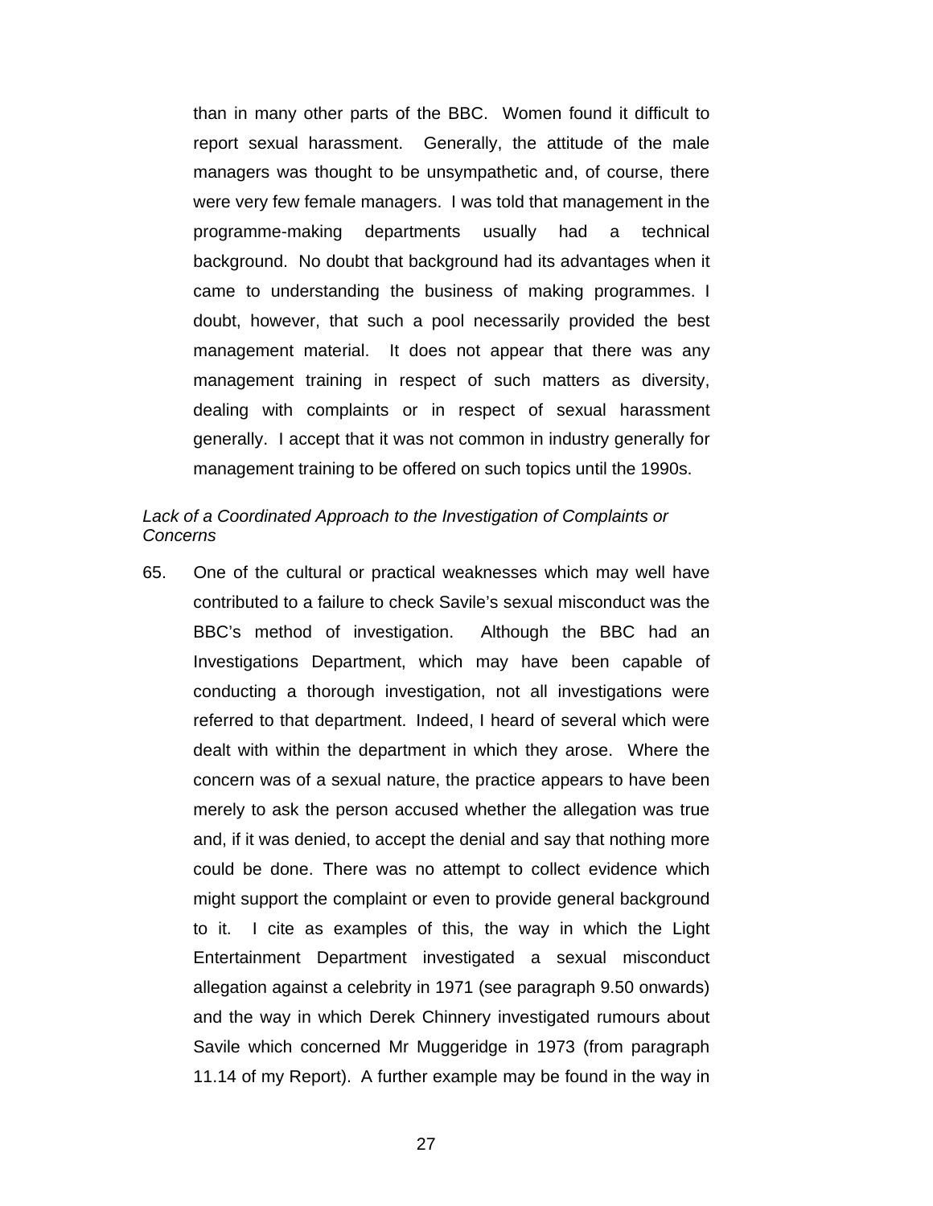than in many other parts of the BBC. Women found it difficult to report sexual harassment. Generally, the attitude of the male managers was thought to be unsympathetic and, of course, there were very few female managers. I was told that management in the programme-making departments usually had a technical background. No doubt that background had its advantages when it came to understanding the business of making programmes. I doubt, however, that such a pool necessarily provided the best management material. It does not appear that there was any management training in respect of such matters as diversity, dealing with complaints or in respect of sexual harassment generally. I accept that it was not common in industry generally for management training to be offered on such topics until the 1990s.

*Lack of a Coordinated Approach to the Investigation of Complaints or Concerns*

65. One of the cultural or practical weaknesses which may well have contributed to a failure to check Savile's sexual misconduct was the BBC's method of investigation. Although the BBC had an Investigations Department, which may have been capable of conducting a thorough investigation, not all investigations were referred to that department. Indeed, I heard of several which were dealt with within the department in which they arose. Where the concern was of a sexual nature, the practice appears to have been merely to ask the person accused whether the allegation was true and, if it was denied, to accept the denial and say that nothing more could be done. There was no attempt to collect evidence which might support the complaint or even to provide general background to it. I cite as examples of this, the way in which the Light Entertainment Department investigated a sexual misconduct allegation against a celebrity in 1971 (see paragraph 9.50 onwards) and the way in which Derek Chinnery investigated rumours about Savile which concerned Mr Muggeridge in 1973 (from paragraph 11.14 of my Report). A further example may be found in the way in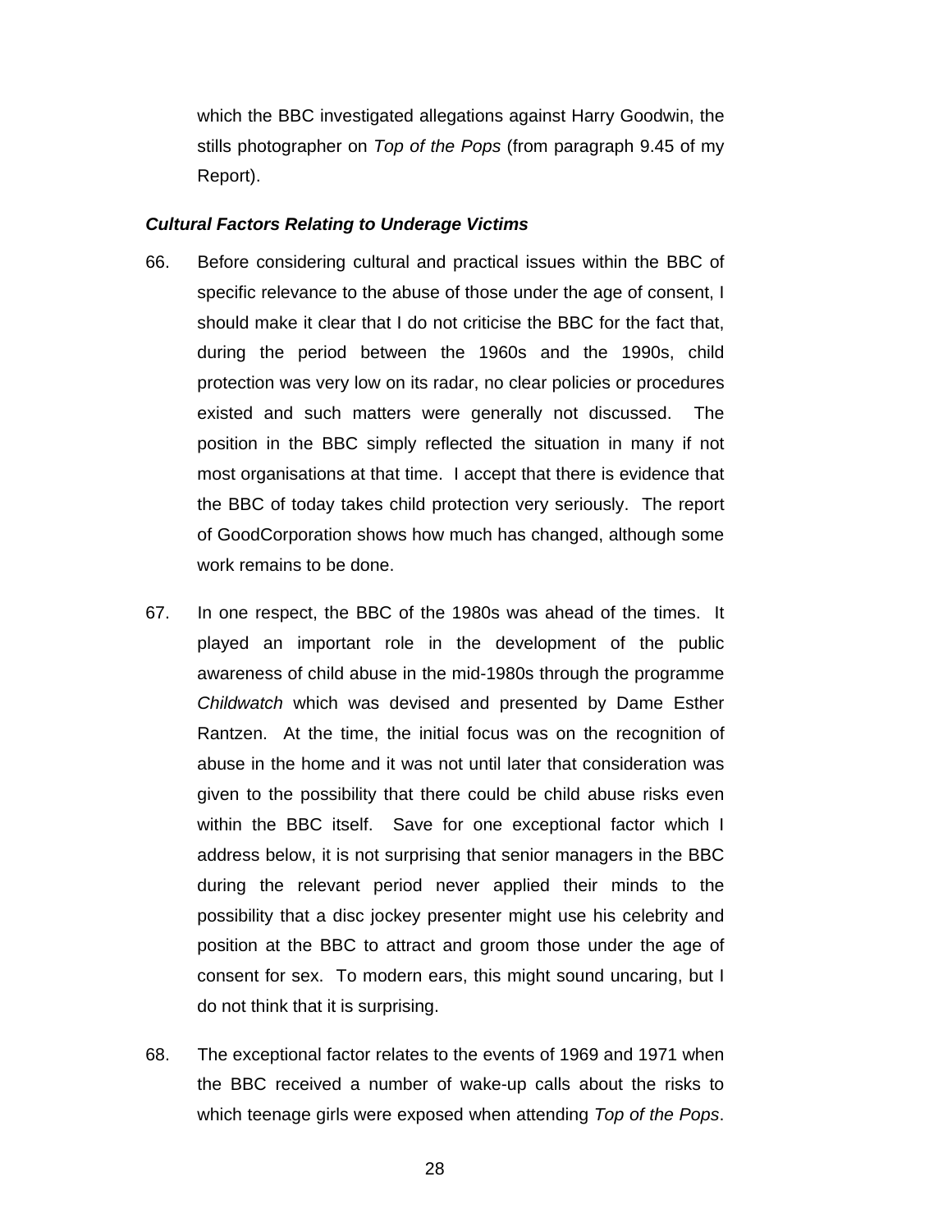which the BBC investigated allegations against Harry Goodwin, the stills photographer on *Top of the Pops* (from paragraph 9.45 of my Report).

***Cultural Factors Relating to Underage Victims***

66. Before considering cultural and practical issues within the BBC of specific relevance to the abuse of those under the age of consent, I should make it clear that I do not criticise the BBC for the fact that, during the period between the 1960s and the 1990s, child protection was very low on its radar, no clear policies or procedures existed and such matters were generally not discussed. The position in the BBC simply reflected the situation in many if not most organisations at that time. I accept that there is evidence that the BBC of today takes child protection very seriously. The report of GoodCorporation shows how much has changed, although some work remains to be done.

67. In one respect, the BBC of the 1980s was ahead of the times. It played an important role in the development of the public awareness of child abuse in the mid-1980s through the programme *Childwatch* which was devised and presented by Dame Esther Rantzen. At the time, the initial focus was on the recognition of abuse in the home and it was not until later that consideration was given to the possibility that there could be child abuse risks even within the BBC itself. Save for one exceptional factor which I address below, it is not surprising that senior managers in the BBC during the relevant period never applied their minds to the possibility that a disc jockey presenter might use his celebrity and position at the BBC to attract and groom those under the age of consent for sex. To modern ears, this might sound uncaring, but I do not think that it is surprising.

68. The exceptional factor relates to the events of 1969 and 1971 when the BBC received a number of wake-up calls about the risks to which teenage girls were exposed when attending *Top of the Pops*.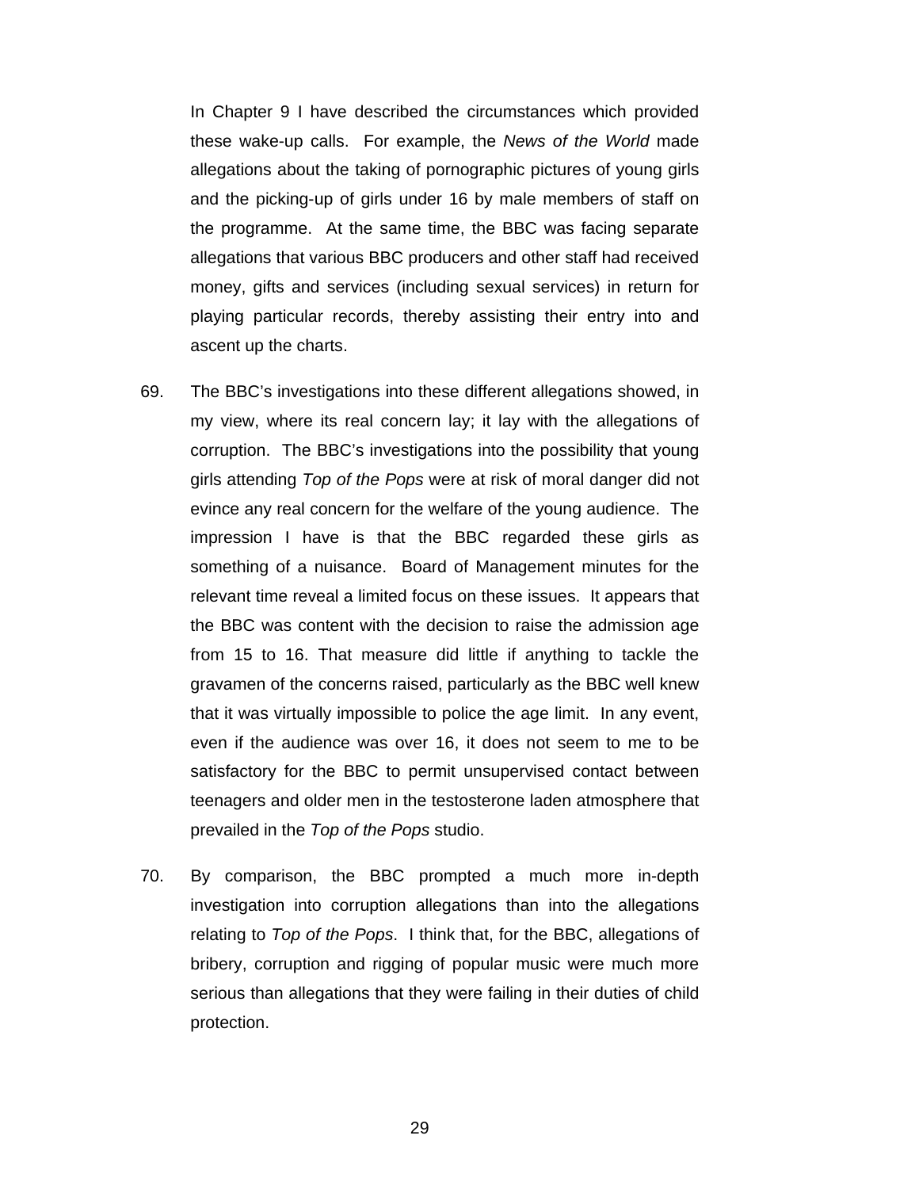In Chapter 9 I have described the circumstances which provided these wake-up calls. For example, the *News of the World* made allegations about the taking of pornographic pictures of young girls and the picking-up of girls under 16 by male members of staff on the programme. At the same time, the BBC was facing separate allegations that various BBC producers and other staff had received money, gifts and services (including sexual services) in return for playing particular records, thereby assisting their entry into and ascent up the charts.

69. The BBC's investigations into these different allegations showed, in my view, where its real concern lay; it lay with the allegations of corruption. The BBC's investigations into the possibility that young girls attending *Top of the Pops* were at risk of moral danger did not evince any real concern for the welfare of the young audience. The impression I have is that the BBC regarded these girls as something of a nuisance. Board of Management minutes for the relevant time reveal a limited focus on these issues. It appears that the BBC was content with the decision to raise the admission age from 15 to 16. That measure did little if anything to tackle the gravamen of the concerns raised, particularly as the BBC well knew that it was virtually impossible to police the age limit. In any event, even if the audience was over 16, it does not seem to me to be satisfactory for the BBC to permit unsupervised contact between teenagers and older men in the testosterone laden atmosphere that prevailed in the *Top of the Pops* studio.

70. By comparison, the BBC prompted a much more in-depth investigation into corruption allegations than into the allegations relating to *Top of the Pops*. I think that, for the BBC, allegations of bribery, corruption and rigging of popular music were much more serious than allegations that they were failing in their duties of child protection.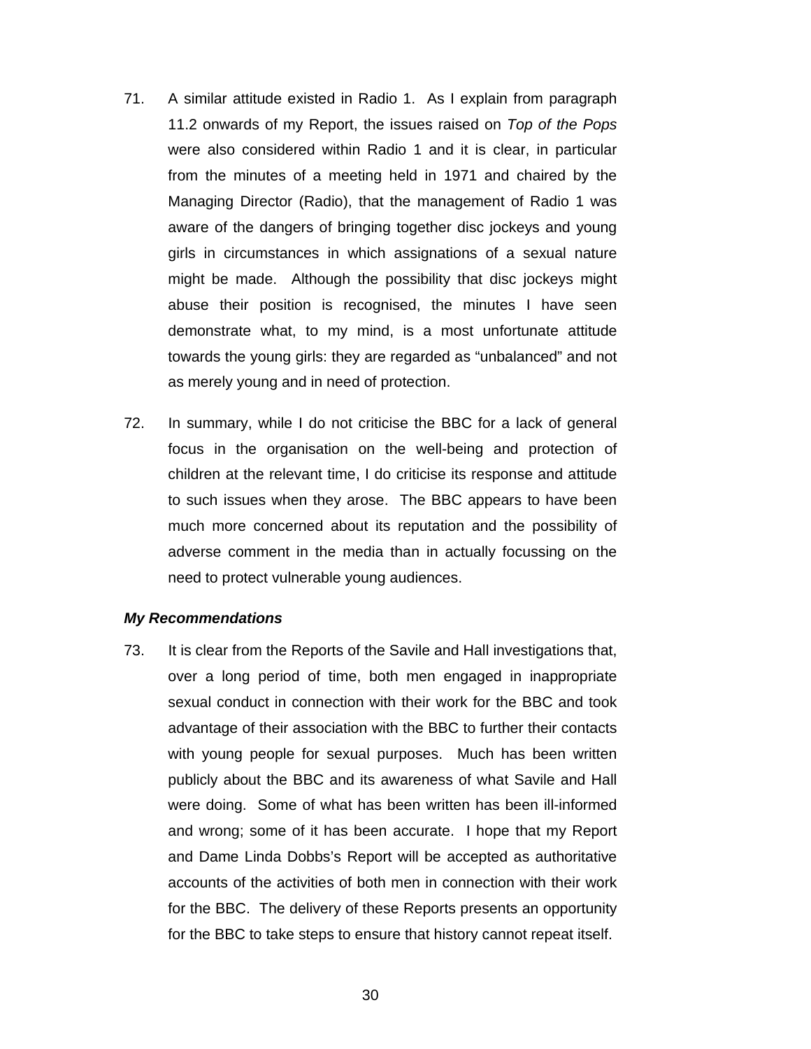71. A similar attitude existed in Radio 1. As I explain from paragraph 11.2 onwards of my Report, the issues raised on *Top of the Pops* were also considered within Radio 1 and it is clear, in particular from the minutes of a meeting held in 1971 and chaired by the Managing Director (Radio), that the management of Radio 1 was aware of the dangers of bringing together disc jockeys and young girls in circumstances in which assignations of a sexual nature might be made. Although the possibility that disc jockeys might abuse their position is recognised, the minutes I have seen demonstrate what, to my mind, is a most unfortunate attitude towards the young girls: they are regarded as "unbalanced" and not as merely young and in need of protection.

72. In summary, while I do not criticise the BBC for a lack of general focus in the organisation on the well-being and protection of children at the relevant time, I do criticise its response and attitude to such issues when they arose. The BBC appears to have been much more concerned about its reputation and the possibility of adverse comment in the media than in actually focussing on the need to protect vulnerable young audiences.

***My Recommendations***

73. It is clear from the Reports of the Savile and Hall investigations that, over a long period of time, both men engaged in inappropriate sexual conduct in connection with their work for the BBC and took advantage of their association with the BBC to further their contacts with young people for sexual purposes. Much has been written publicly about the BBC and its awareness of what Savile and Hall were doing. Some of what has been written has been ill-informed and wrong; some of it has been accurate. I hope that my Report and Dame Linda Dobbs's Report will be accepted as authoritative accounts of the activities of both men in connection with their work for the BBC. The delivery of these Reports presents an opportunity for the BBC to take steps to ensure that history cannot repeat itself.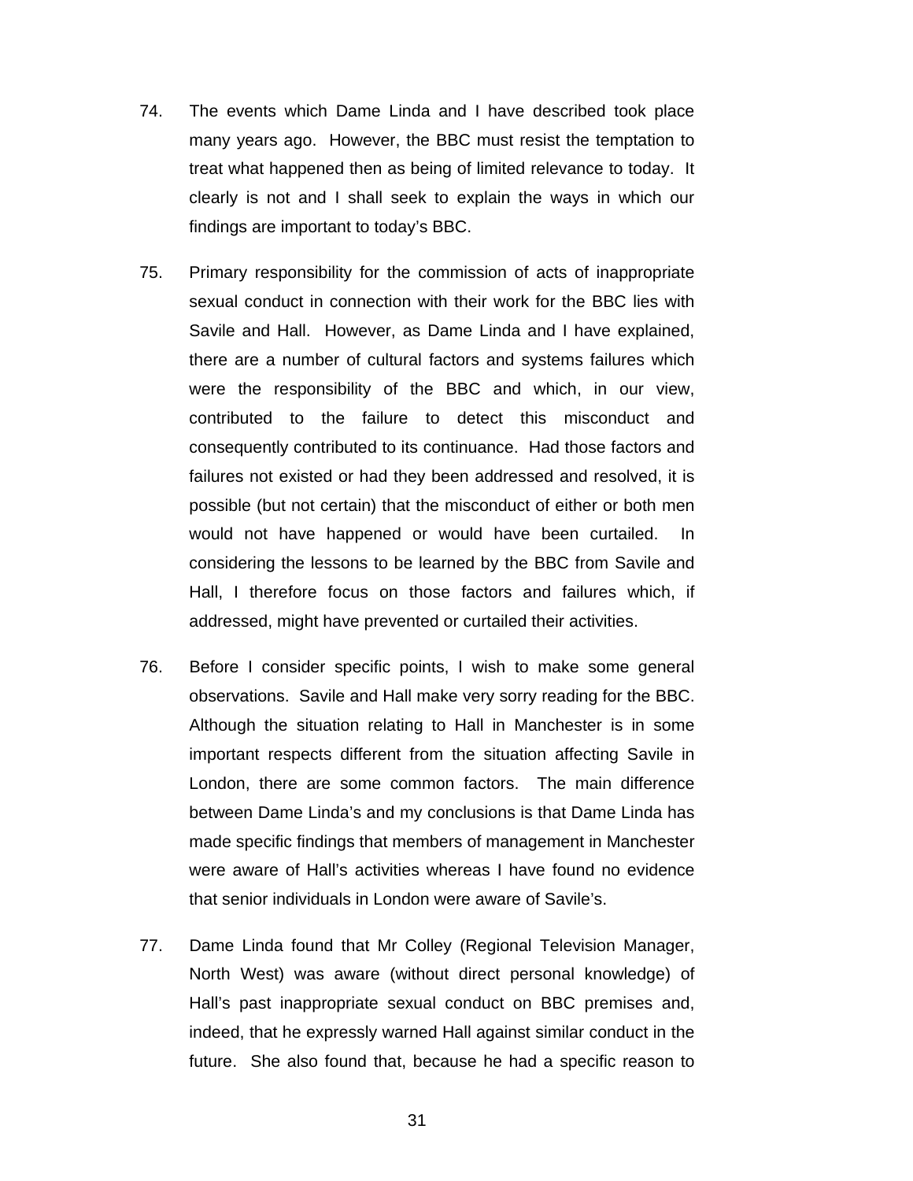74. The events which Dame Linda and I have described took place many years ago. However, the BBC must resist the temptation to treat what happened then as being of limited relevance to today. It clearly is not and I shall seek to explain the ways in which our findings are important to today's BBC.

75. Primary responsibility for the commission of acts of inappropriate sexual conduct in connection with their work for the BBC lies with Savile and Hall. However, as Dame Linda and I have explained, there are a number of cultural factors and systems failures which were the responsibility of the BBC and which, in our view, contributed to the failure to detect this misconduct and consequently contributed to its continuance. Had those factors and failures not existed or had they been addressed and resolved, it is possible (but not certain) that the misconduct of either or both men would not have happened or would have been curtailed. In considering the lessons to be learned by the BBC from Savile and Hall, I therefore focus on those factors and failures which, if addressed, might have prevented or curtailed their activities.

76. Before I consider specific points, I wish to make some general observations. Savile and Hall make very sorry reading for the BBC. Although the situation relating to Hall in Manchester is in some important respects different from the situation affecting Savile in London, there are some common factors. The main difference between Dame Linda's and my conclusions is that Dame Linda has made specific findings that members of management in Manchester were aware of Hall's activities whereas I have found no evidence that senior individuals in London were aware of Savile's.

77. Dame Linda found that Mr Colley (Regional Television Manager, North West) was aware (without direct personal knowledge) of Hall's past inappropriate sexual conduct on BBC premises and, indeed, that he expressly warned Hall against similar conduct in the future. She also found that, because he had a specific reason to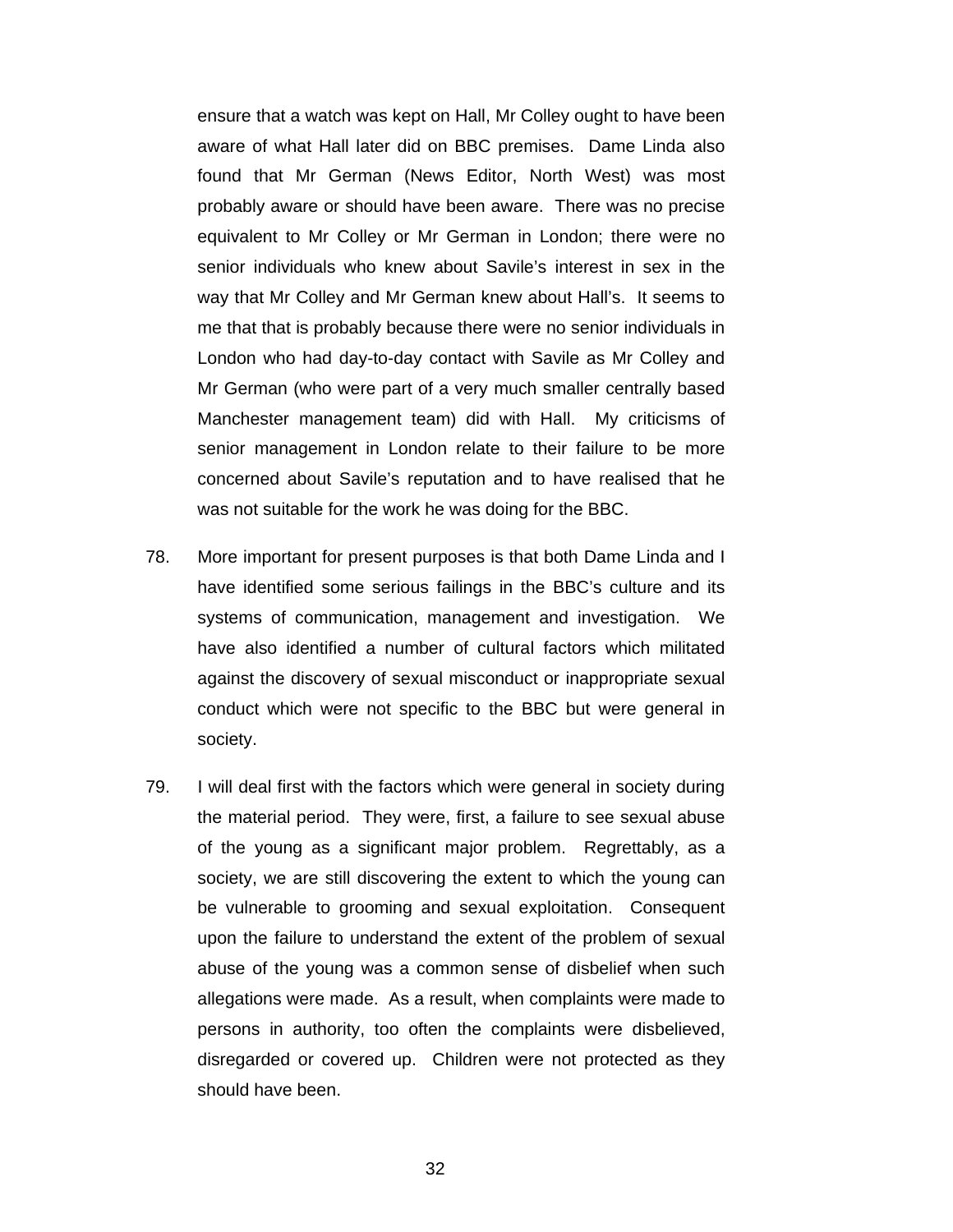ensure that a watch was kept on Hall, Mr Colley ought to have been aware of what Hall later did on BBC premises. Dame Linda also found that Mr German (News Editor, North West) was most probably aware or should have been aware. There was no precise equivalent to Mr Colley or Mr German in London; there were no senior individuals who knew about Savile's interest in sex in the way that Mr Colley and Mr German knew about Hall's. It seems to me that that is probably because there were no senior individuals in London who had day-to-day contact with Savile as Mr Colley and Mr German (who were part of a very much smaller centrally based Manchester management team) did with Hall. My criticisms of senior management in London relate to their failure to be more concerned about Savile's reputation and to have realised that he was not suitable for the work he was doing for the BBC.

78. More important for present purposes is that both Dame Linda and I have identified some serious failings in the BBC's culture and its systems of communication, management and investigation. We have also identified a number of cultural factors which militated against the discovery of sexual misconduct or inappropriate sexual conduct which were not specific to the BBC but were general in society.

79. I will deal first with the factors which were general in society during the material period. They were, first, a failure to see sexual abuse of the young as a significant major problem. Regrettably, as a society, we are still discovering the extent to which the young can be vulnerable to grooming and sexual exploitation. Consequent upon the failure to understand the extent of the problem of sexual abuse of the young was a common sense of disbelief when such allegations were made. As a result, when complaints were made to persons in authority, too often the complaints were disbelieved, disregarded or covered up. Children were not protected as they should have been.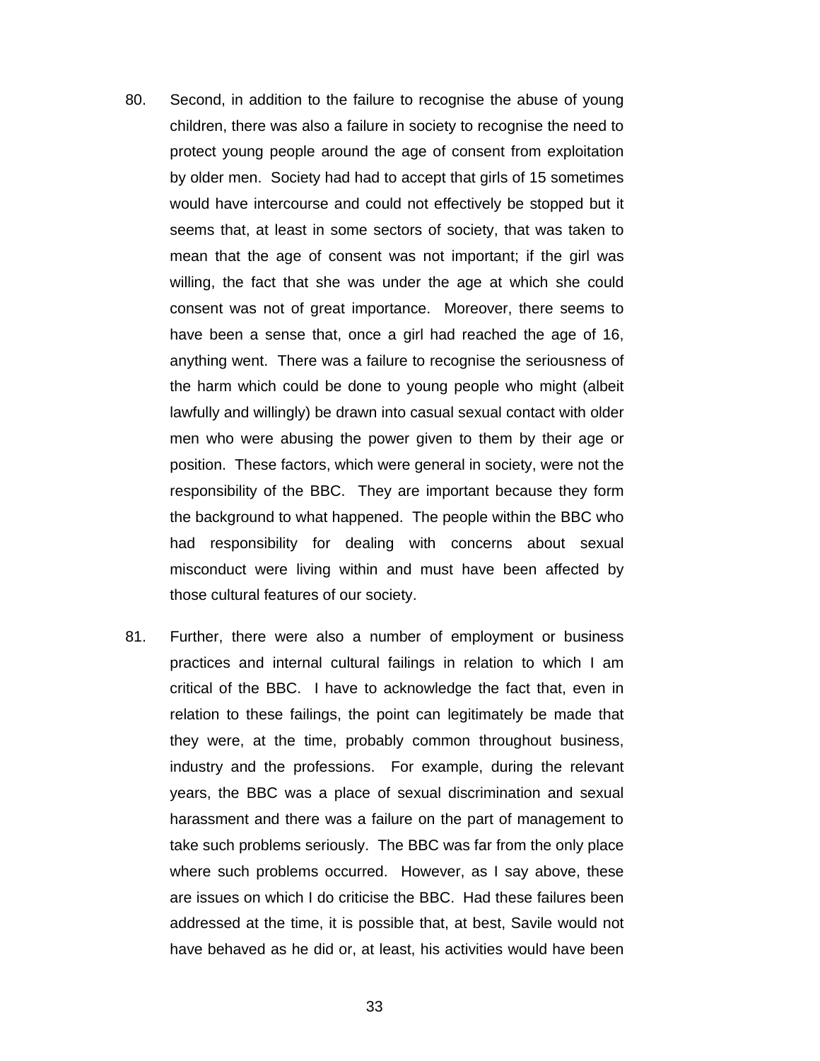80. Second, in addition to the failure to recognise the abuse of young children, there was also a failure in society to recognise the need to protect young people around the age of consent from exploitation by older men. Society had had to accept that girls of 15 sometimes would have intercourse and could not effectively be stopped but it seems that, at least in some sectors of society, that was taken to mean that the age of consent was not important; if the girl was willing, the fact that she was under the age at which she could consent was not of great importance. Moreover, there seems to have been a sense that, once a girl had reached the age of 16, anything went. There was a failure to recognise the seriousness of the harm which could be done to young people who might (albeit lawfully and willingly) be drawn into casual sexual contact with older men who were abusing the power given to them by their age or position. These factors, which were general in society, were not the responsibility of the BBC. They are important because they form the background to what happened. The people within the BBC who had responsibility for dealing with concerns about sexual misconduct were living within and must have been affected by those cultural features of our society.

81. Further, there were also a number of employment or business practices and internal cultural failings in relation to which I am critical of the BBC. I have to acknowledge the fact that, even in relation to these failings, the point can legitimately be made that they were, at the time, probably common throughout business, industry and the professions. For example, during the relevant years, the BBC was a place of sexual discrimination and sexual harassment and there was a failure on the part of management to take such problems seriously. The BBC was far from the only place where such problems occurred. However, as I say above, these are issues on which I do criticise the BBC. Had these failures been addressed at the time, it is possible that, at best, Savile would not have behaved as he did or, at least, his activities would have been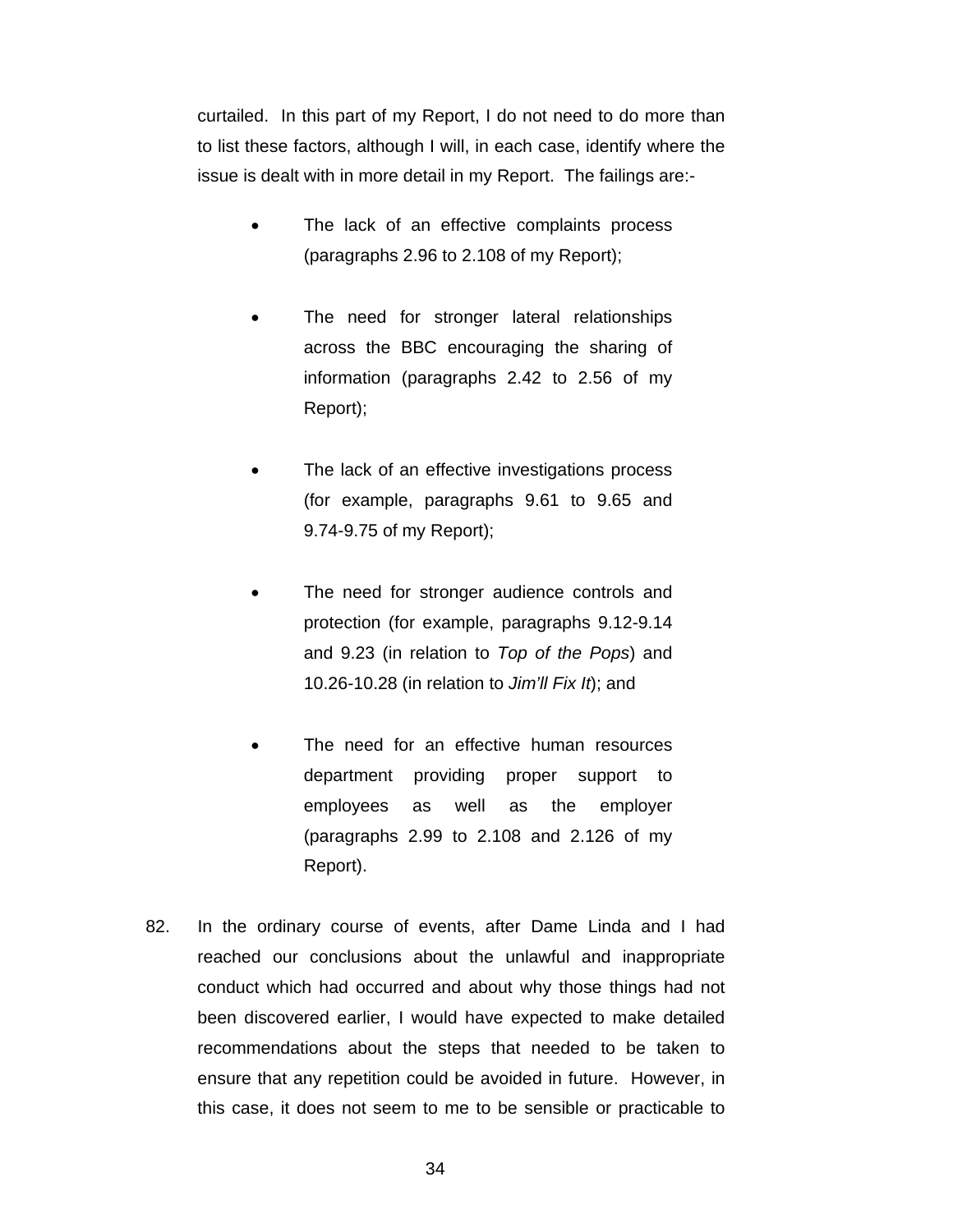curtailed. In this part of my Report, I do not need to do more than to list these factors, although I will, in each case, identify where the issue is dealt with in more detail in my Report. The failings are:-

- The lack of an effective complaints process (paragraphs 2.96 to 2.108 of my Report);

- The need for stronger lateral relationships across the BBC encouraging the sharing of information (paragraphs 2.42 to 2.56 of my Report);

- The lack of an effective investigations process (for example, paragraphs 9.61 to 9.65 and 9.74-9.75 of my Report);

- The need for stronger audience controls and protection (for example, paragraphs 9.12-9.14 and 9.23 (in relation to *Top of the Pops*) and 10.26-10.28 (in relation to *Jim'll Fix It*); and

- The need for an effective human resources department providing proper support to employees as well as the employer (paragraphs 2.99 to 2.108 and 2.126 of my Report).

82. In the ordinary course of events, after Dame Linda and I had reached our conclusions about the unlawful and inappropriate conduct which had occurred and about why those things had not been discovered earlier, I would have expected to make detailed recommendations about the steps that needed to be taken to ensure that any repetition could be avoided in future. However, in this case, it does not seem to me to be sensible or practicable to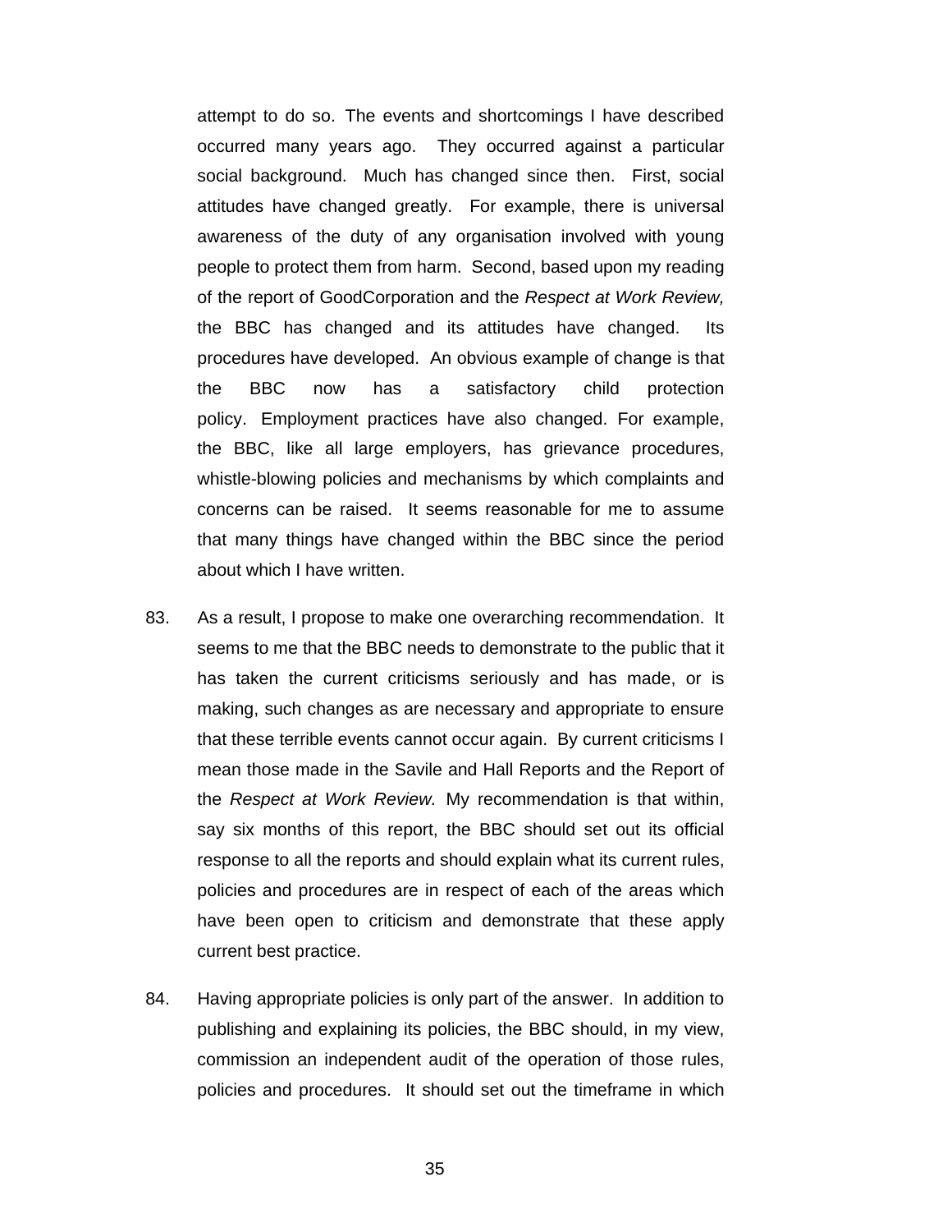attempt to do so. The events and shortcomings I have described occurred many years ago. They occurred against a particular social background. Much has changed since then. First, social attitudes have changed greatly. For example, there is universal awareness of the duty of any organisation involved with young people to protect them from harm. Second, based upon my reading of the report of GoodCorporation and the *Respect at Work Review,* the BBC has changed and its attitudes have changed. Its procedures have developed. An obvious example of change is that the BBC now has a satisfactory child protection policy. Employment practices have also changed. For example, the BBC, like all large employers, has grievance procedures, whistle-blowing policies and mechanisms by which complaints and concerns can be raised. It seems reasonable for me to assume that many things have changed within the BBC since the period about which I have written.

83. As a result, I propose to make one overarching recommendation. It seems to me that the BBC needs to demonstrate to the public that it has taken the current criticisms seriously and has made, or is making, such changes as are necessary and appropriate to ensure that these terrible events cannot occur again. By current criticisms I mean those made in the Savile and Hall Reports and the Report of the *Respect at Work Review.* My recommendation is that within, say six months of this report, the BBC should set out its official response to all the reports and should explain what its current rules, policies and procedures are in respect of each of the areas which have been open to criticism and demonstrate that these apply current best practice.

84. Having appropriate policies is only part of the answer. In addition to publishing and explaining its policies, the BBC should, in my view, commission an independent audit of the operation of those rules, policies and procedures. It should set out the timeframe in which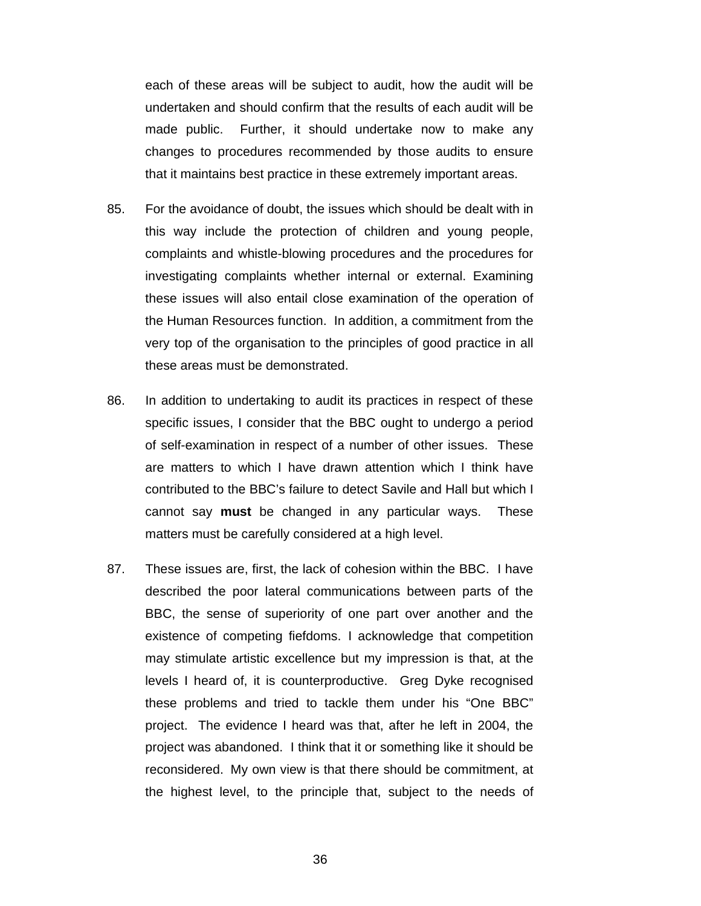each of these areas will be subject to audit, how the audit will be undertaken and should confirm that the results of each audit will be made public. Further, it should undertake now to make any changes to procedures recommended by those audits to ensure that it maintains best practice in these extremely important areas.

85. For the avoidance of doubt, the issues which should be dealt with in this way include the protection of children and young people, complaints and whistle-blowing procedures and the procedures for investigating complaints whether internal or external. Examining these issues will also entail close examination of the operation of the Human Resources function. In addition, a commitment from the very top of the organisation to the principles of good practice in all these areas must be demonstrated.

86. In addition to undertaking to audit its practices in respect of these specific issues, I consider that the BBC ought to undergo a period of self-examination in respect of a number of other issues. These are matters to which I have drawn attention which I think have contributed to the BBC's failure to detect Savile and Hall but which I cannot say **must** be changed in any particular ways. These matters must be carefully considered at a high level.

87. These issues are, first, the lack of cohesion within the BBC. I have described the poor lateral communications between parts of the BBC, the sense of superiority of one part over another and the existence of competing fiefdoms. I acknowledge that competition may stimulate artistic excellence but my impression is that, at the levels I heard of, it is counterproductive. Greg Dyke recognised these problems and tried to tackle them under his "One BBC" project. The evidence I heard was that, after he left in 2004, the project was abandoned. I think that it or something like it should be reconsidered. My own view is that there should be commitment, at the highest level, to the principle that, subject to the needs of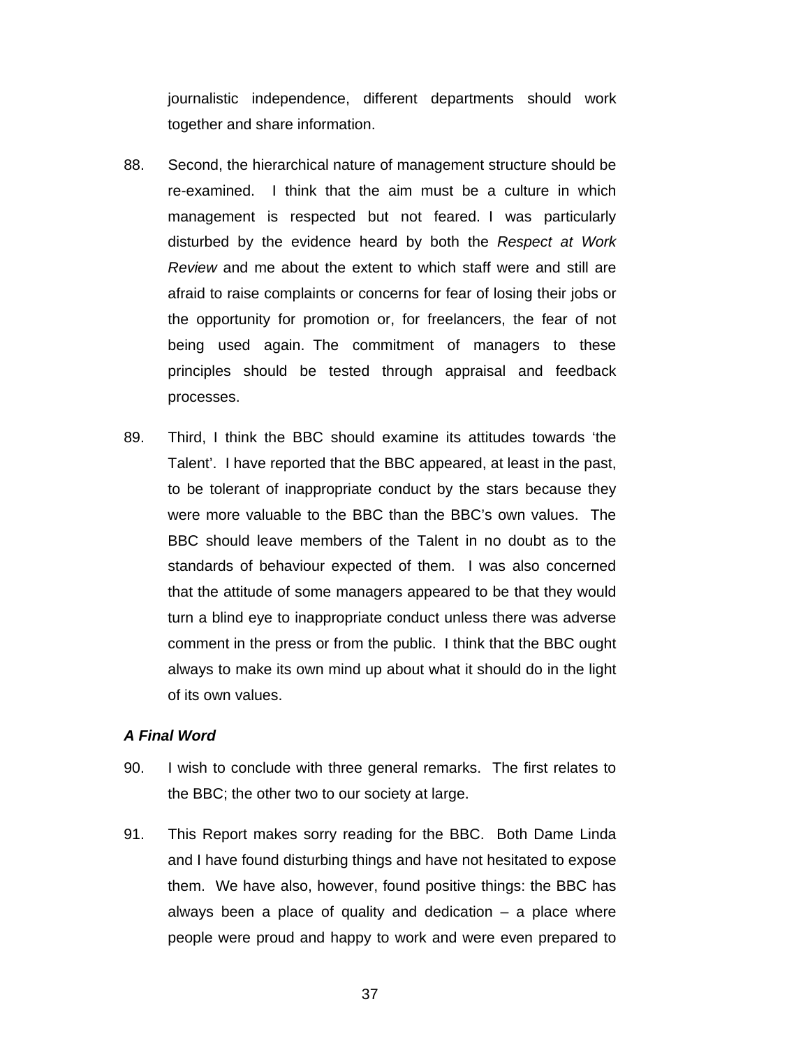journalistic independence, different departments should work together and share information.

88. Second, the hierarchical nature of management structure should be re-examined. I think that the aim must be a culture in which management is respected but not feared. I was particularly disturbed by the evidence heard by both the *Respect at Work Review* and me about the extent to which staff were and still are afraid to raise complaints or concerns for fear of losing their jobs or the opportunity for promotion or, for freelancers, the fear of not being used again. The commitment of managers to these principles should be tested through appraisal and feedback processes.

89. Third, I think the BBC should examine its attitudes towards 'the Talent'. I have reported that the BBC appeared, at least in the past, to be tolerant of inappropriate conduct by the stars because they were more valuable to the BBC than the BBC's own values. The BBC should leave members of the Talent in no doubt as to the standards of behaviour expected of them. I was also concerned that the attitude of some managers appeared to be that they would turn a blind eye to inappropriate conduct unless there was adverse comment in the press or from the public. I think that the BBC ought always to make its own mind up about what it should do in the light of its own values.

***A Final Word***

90. I wish to conclude with three general remarks. The first relates to the BBC; the other two to our society at large.

91. This Report makes sorry reading for the BBC. Both Dame Linda and I have found disturbing things and have not hesitated to expose them. We have also, however, found positive things: the BBC has always been a place of quality and dedication – a place where people were proud and happy to work and were even prepared to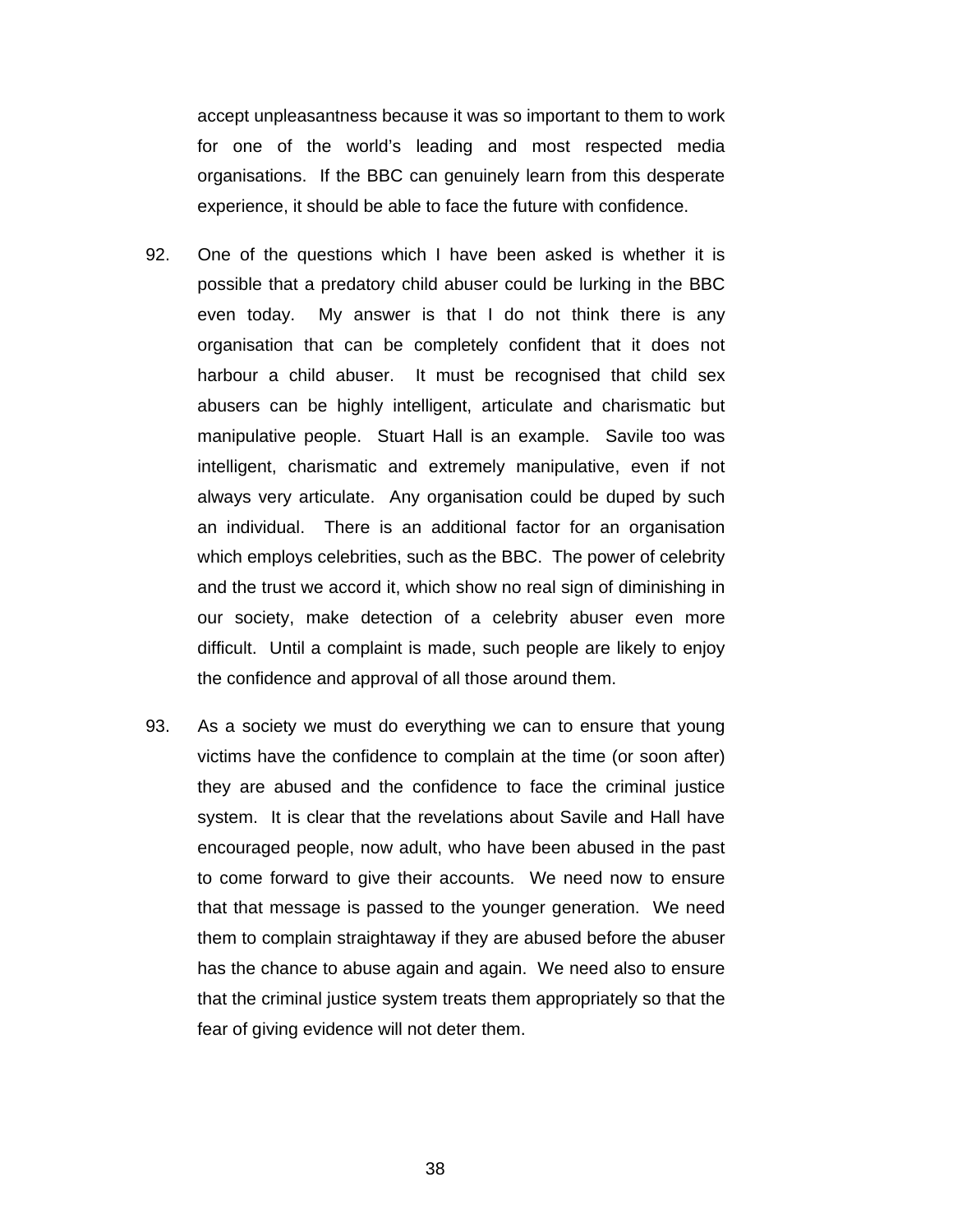accept unpleasantness because it was so important to them to work for one of the world's leading and most respected media organisations. If the BBC can genuinely learn from this desperate experience, it should be able to face the future with confidence.

92. One of the questions which I have been asked is whether it is possible that a predatory child abuser could be lurking in the BBC even today. My answer is that I do not think there is any organisation that can be completely confident that it does not harbour a child abuser. It must be recognised that child sex abusers can be highly intelligent, articulate and charismatic but manipulative people. Stuart Hall is an example. Savile too was intelligent, charismatic and extremely manipulative, even if not always very articulate. Any organisation could be duped by such an individual. There is an additional factor for an organisation which employs celebrities, such as the BBC. The power of celebrity and the trust we accord it, which show no real sign of diminishing in our society, make detection of a celebrity abuser even more difficult. Until a complaint is made, such people are likely to enjoy the confidence and approval of all those around them.

93. As a society we must do everything we can to ensure that young victims have the confidence to complain at the time (or soon after) they are abused and the confidence to face the criminal justice system. It is clear that the revelations about Savile and Hall have encouraged people, now adult, who have been abused in the past to come forward to give their accounts. We need now to ensure that that message is passed to the younger generation. We need them to complain straightaway if they are abused before the abuser has the chance to abuse again and again. We need also to ensure that the criminal justice system treats them appropriately so that the fear of giving evidence will not deter them.